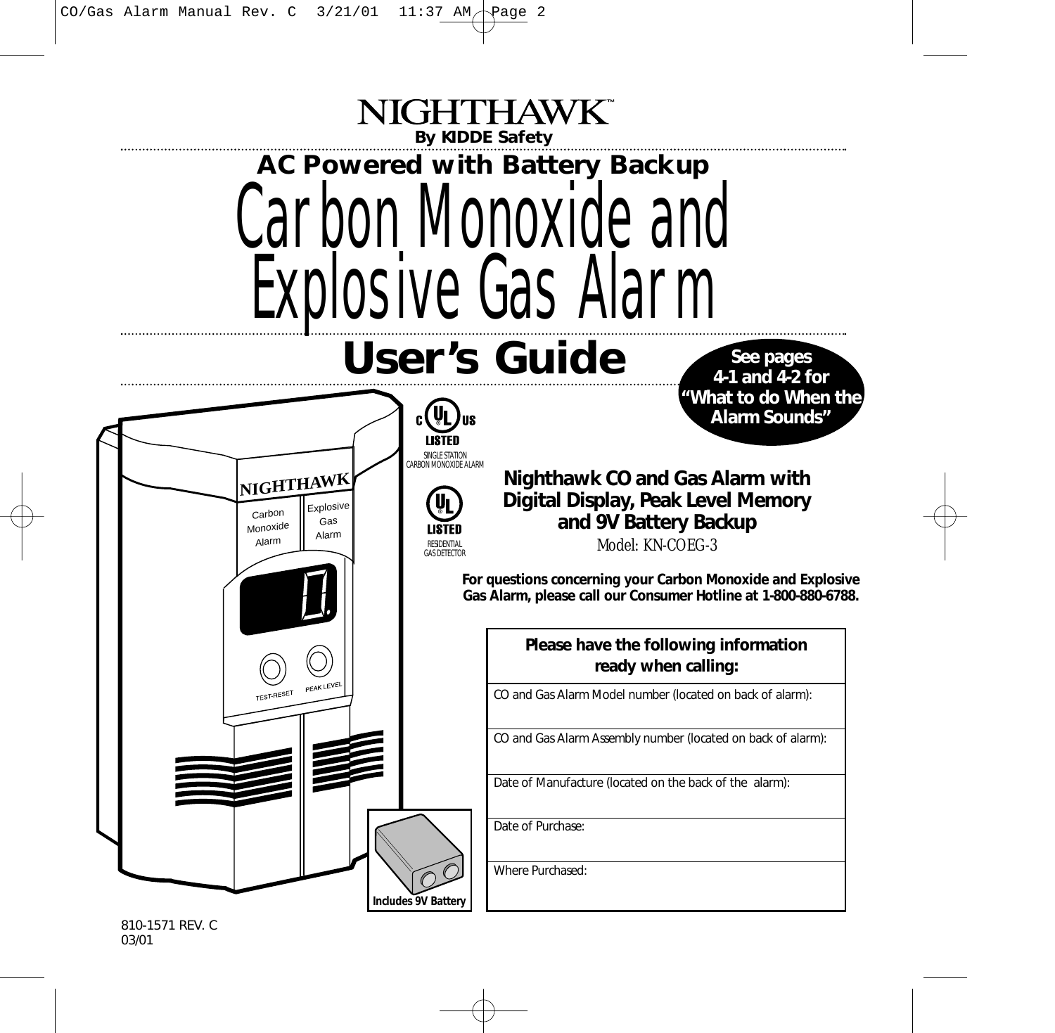# NIGHTHAWK™

**By KIDDE Safety**

## AC Powered with Battery Backup

# Carbon Monoxide and Explosive Gas Alarm

# User's Guide

**See pages 4-1 and 4-2 for "What to do When the Alarm Sounds"**

C UL US LISTED
SINGLE STATION CARBON MONOXIDE ALARM

UL LISTED
RESIDENTIAL GAS DETECTOR

**Nighthawk CO and Gas Alarm with Digital Display, Peak Level Memory and 9V Battery Backup**

Model: KN-COEG-3

**For questions concerning your Carbon Monoxide and Explosive Gas Alarm, please call our Consumer Hotline at 1-800-880-6788.**

| Please have the following information ready when calling: |
|---|
| CO and Gas Alarm Model number (located on back of alarm): |
| CO and Gas Alarm Assembly number (located on back of alarm): |
| Date of Manufacture (located on the back of the alarm): |
| Date of Purchase: |
| Where Purchased: |

**Includes 9V Battery**

810-1571 REV. C
03/01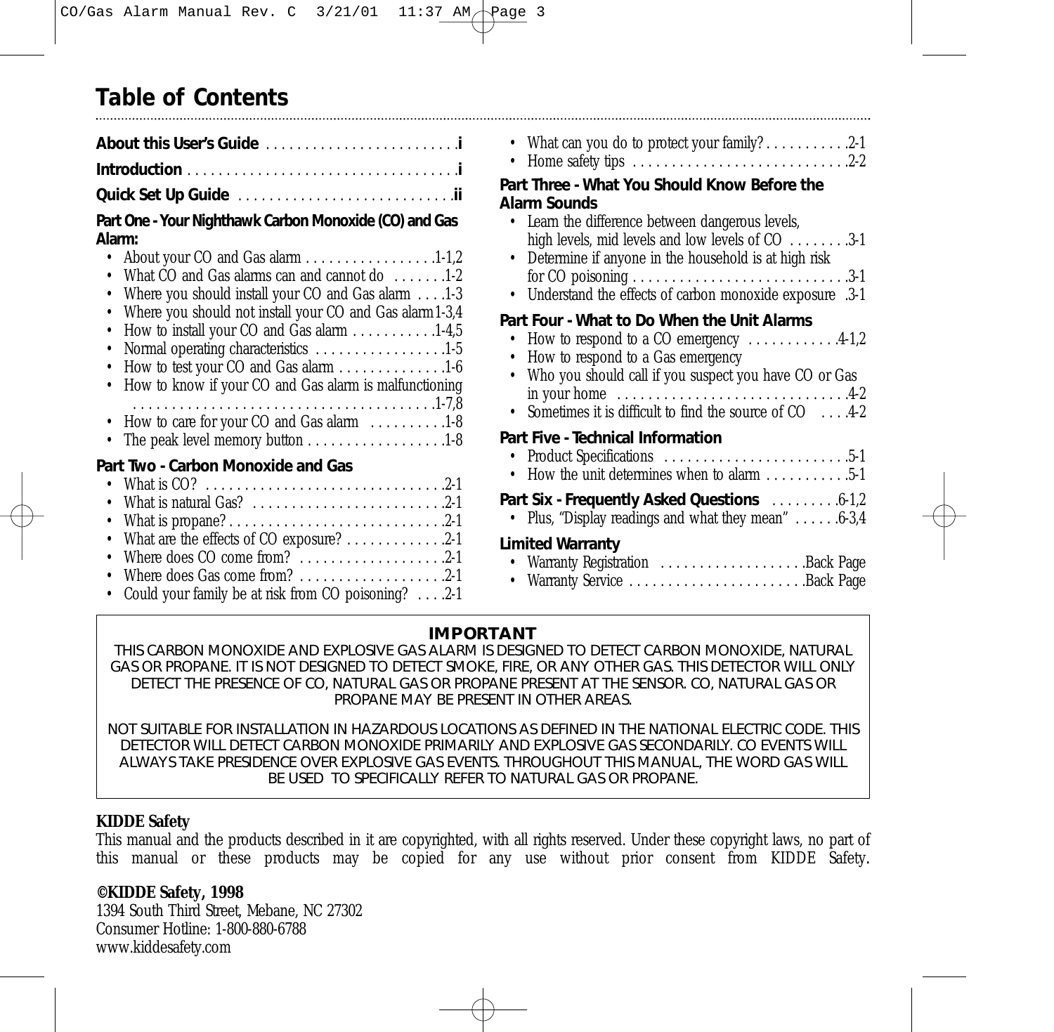# Table of Contents

**About this User's Guide** ........................... i

**Introduction** ........................... i

**Quick Set Up Guide** ........................... ii

**Part One - Your Nighthawk Carbon Monoxide (CO) and Gas Alarm:**

- About your CO and Gas alarm ................. 1-1,2
- What CO and Gas alarms can and cannot do ....... 1-2
- Where you should install your CO and Gas alarm .... 1-3
- Where you should not install your CO and Gas alarm 1-3,4
- How to install your CO and Gas alarm ........... 1-4,5
- Normal operating characteristics ................. 1-5
- How to test your CO and Gas alarm .............. 1-6
- How to know if your CO and Gas alarm is malfunctioning ....................................... 1-7,8
- How to care for your CO and Gas alarm .......... 1-8
- The peak level memory button .................. 1-8

**Part Two - Carbon Monoxide and Gas**

- What is CO? ............................... 2-1
- What is natural Gas? ......................... 2-1
- What is propane? ............................ 2-1
- What are the effects of CO exposure? ............. 2-1
- Where does CO come from? ................... 2-1
- Where does Gas come from? ................... 2-1
- Could your family be at risk from CO poisoning? .... 2-1
- What can you do to protect your family? ........... 2-1
- Home safety tips ............................ 2-2

**Part Three - What You Should Know Before the Alarm Sounds**

- Learn the difference between dangerous levels, high levels, mid levels and low levels of CO ........ 3-1
- Determine if anyone in the household is at high risk for CO poisoning ............................ 3-1
- Understand the effects of carbon monoxide exposure .3-1

**Part Four - What to Do When the Unit Alarms**

- How to respond to a CO emergency ............ 4-1,2
- How to respond to a Gas emergency
- Who you should call if you suspect you have CO or Gas in your home .............................. 4-2
- Sometimes it is difficult to find the source of CO .... 4-2

**Part Five - Technical Information**

- Product Specifications ........................ 5-1
- How the unit determines when to alarm ........... 5-1

**Part Six - Frequently Asked Questions** ......... 6-1,2

- Plus, "Display readings and what they mean" ...... 6-3,4

**Limited Warranty**

- Warranty Registration ................... Back Page
- Warranty Service ....................... Back Page

**IMPORTANT**

THIS CARBON MONOXIDE AND EXPLOSIVE GAS ALARM IS DESIGNED TO DETECT CARBON MONOXIDE, NATURAL GAS OR PROPANE. IT IS NOT DESIGNED TO DETECT SMOKE, FIRE, OR ANY OTHER GAS. THIS DETECTOR WILL ONLY DETECT THE PRESENCE OF CO, NATURAL GAS OR PROPANE PRESENT AT THE SENSOR. CO, NATURAL GAS OR PROPANE MAY BE PRESENT IN OTHER AREAS.

NOT SUITABLE FOR INSTALLATION IN HAZARDOUS LOCATIONS AS DEFINED IN THE NATIONAL ELECTRIC CODE. THIS DETECTOR WILL DETECT CARBON MONOXIDE PRIMARILY AND EXPLOSIVE GAS SECONDARILY. CO EVENTS WILL ALWAYS TAKE PRESIDENCE OVER EXPLOSIVE GAS EVENTS. THROUGHOUT THIS MANUAL, THE WORD GAS WILL BE USED TO SPECIFICALLY REFER TO NATURAL GAS OR PROPANE.

**KIDDE Safety**

This manual and the products described in it are copyrighted, with all rights reserved. Under these copyright laws, no part of this manual or these products may be copied for any use without prior consent from KIDDE Safety.

**©KIDDE Safety, 1998**

1394 South Third Street, Mebane, NC 27302
Consumer Hotline: 1-800-880-6788
www.kiddesafety.com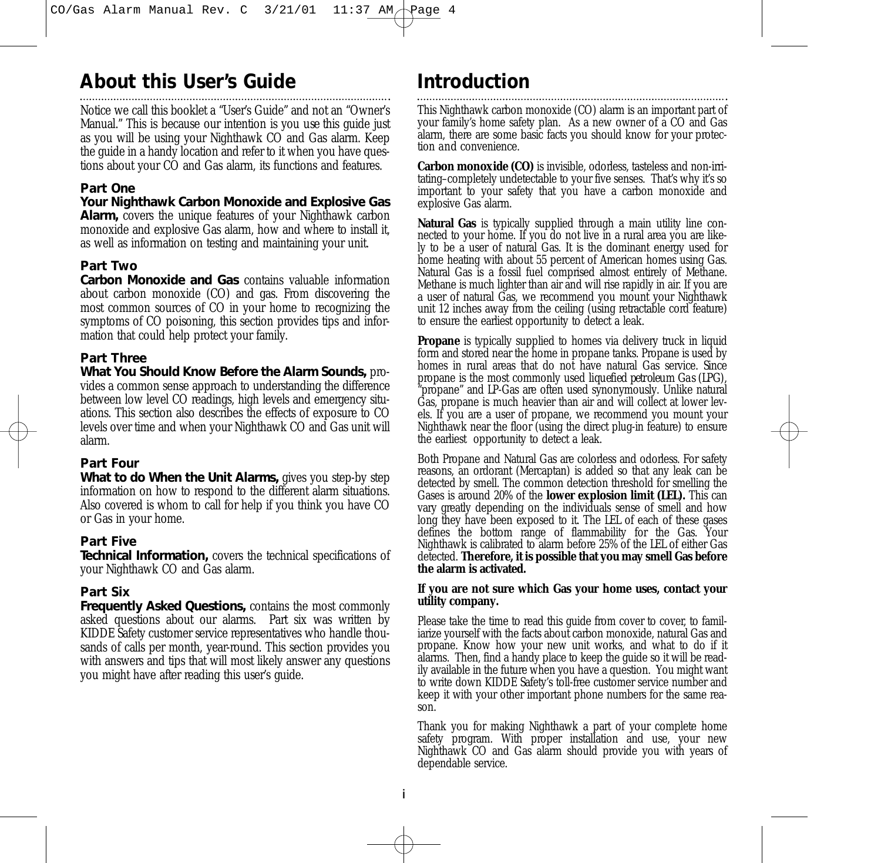## About this User's Guide

Notice we call this booklet a "User's Guide" and not an "Owner's Manual." This is because our intention is you use this guide just as you will be using your Nighthawk CO and Gas alarm. Keep the guide in a handy location and refer to it when you have questions about your CO and Gas alarm, its functions and features.

### Part One

**Your Nighthawk Carbon Monoxide and Explosive Gas Alarm,** covers the unique features of your Nighthawk carbon monoxide and explosive Gas alarm, how and where to install it, as well as information on testing and maintaining your unit.

### Part Two

**Carbon Monoxide and Gas** contains valuable information about carbon monoxide (CO) and gas. From discovering the most common sources of CO in your home to recognizing the symptoms of CO poisoning, this section provides tips and information that could help protect your family.

### Part Three

**What You Should Know Before the Alarm Sounds,** provides a common sense approach to understanding the difference between low level CO readings, high levels and emergency situations. This section also describes the effects of exposure to CO levels over time and when your Nighthawk CO and Gas unit will alarm.

### Part Four

**What to do When the Unit Alarms,** gives you step-by step information on how to respond to the different alarm situations. Also covered is whom to call for help if you think you have CO or Gas in your home.

### Part Five

**Technical Information,** covers the technical specifications of your Nighthawk CO and Gas alarm.

### Part Six

**Frequently Asked Questions,** contains the most commonly asked questions about our alarms. Part six was written by KIDDE Safety customer service representatives who handle thousands of calls per month, year-round. This section provides you with answers and tips that will most likely answer any questions you might have after reading this user's guide.

## Introduction

This Nighthawk carbon monoxide (CO) alarm is an important part of your family's home safety plan. As a new owner of a CO and Gas alarm, there are some basic facts you should know for your protection and convenience.

**Carbon monoxide (CO)** is invisible, odorless, tasteless and non-irritating–completely undetectable to your five senses. That's why it's so important to your safety that you have a carbon monoxide and explosive Gas alarm.

**Natural Gas** is typically supplied through a main utility line connected to your home. If you do not live in a rural area you are likely to be a user of natural Gas. It is the dominant energy used for home heating with about 55 percent of American homes using Gas. Natural Gas is a fossil fuel comprised almost entirely of Methane. Methane is much lighter than air and will rise rapidly in air. If you are a user of natural Gas, we recommend you mount your Nighthawk unit 12 inches away from the ceiling (using retractable cord feature) to ensure the earliest opportunity to detect a leak.

**Propane** is typically supplied to homes via delivery truck in liquid form and stored near the home in propane tanks. Propane is used by homes in rural areas that do not have natural Gas service. Since propane is the most commonly used liquefied petroleum Gas (LPG), "propane" and LP-Gas are often used synonymously. Unlike natural Gas, propane is much heavier than air and will collect at lower levels. If you are a user of propane, we recommend you mount your Nighthawk near the floor (using the direct plug-in feature) to ensure the earliest opportunity to detect a leak.

Both Propane and Natural Gas are colorless and odorless. For safety reasons, an ordorant (Mercaptan) is added so that any leak can be detected by smell. The common detection threshold for smelling the Gases is around 20% of the **lower explosion limit (LEL).** This can vary greatly depending on the individuals sense of smell and how long they have been exposed to it. The LEL of each of these gases defines the bottom range of flammability for the Gas. Your Nighthawk is calibrated to alarm before 25% of the LEL of either Gas detected. **Therefore, it is possible that you may smell Gas before the alarm is activated.**

**If you are not sure which Gas your home uses, contact your utility company.**

Please take the time to read this guide from cover to cover, to familiarize yourself with the facts about carbon monoxide, natural Gas and propane. Know how your new unit works, and what to do if it alarms. Then, find a handy place to keep the guide so it will be readily available in the future when you have a question. You might want to write down KIDDE Safety's toll-free customer service number and keep it with your other important phone numbers for the same reason.

Thank you for making Nighthawk a part of your complete home safety program. With proper installation and use, your new Nighthawk CO and Gas alarm should provide you with years of dependable service.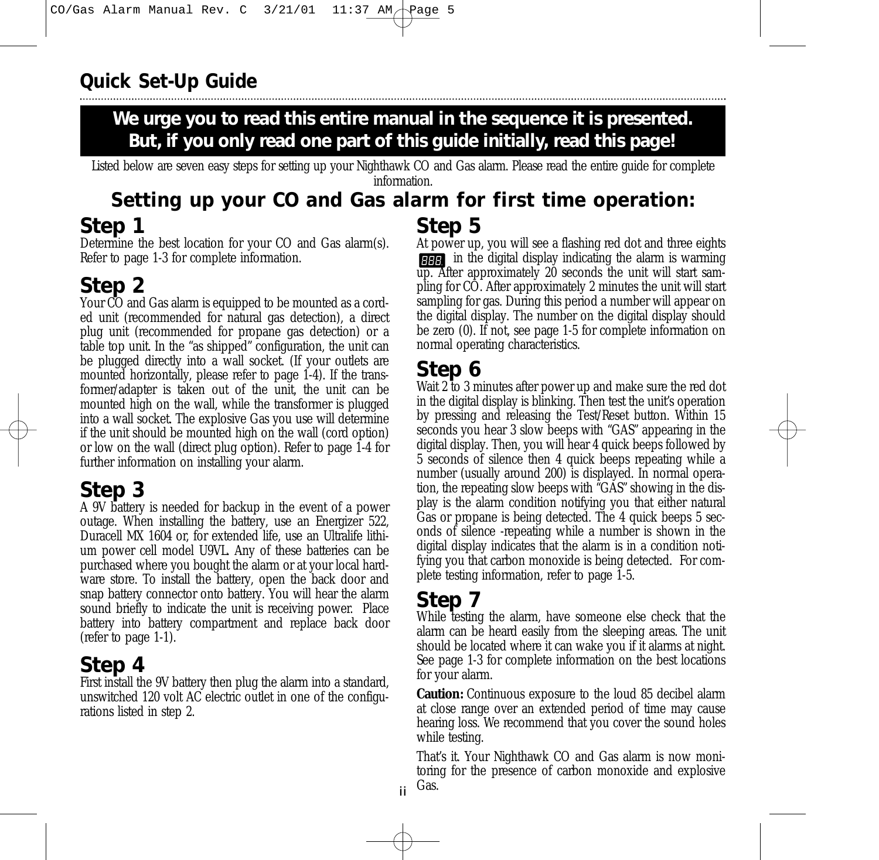## Quick Set-Up Guide

**We urge you to read this entire manual in the sequence it is presented. But, if you only read one part of this guide initially, read this page!**

Listed below are seven easy steps for setting up your Nighthawk CO and Gas alarm. Please read the entire guide for complete information.

## Setting up your CO and Gas alarm for first time operation:

### Step 1

Determine the best location for your CO and Gas alarm(s). Refer to page 1-3 for complete information.

### Step 2

Your CO and Gas alarm is equipped to be mounted as a corded unit (recommended for natural gas detection), a direct plug unit (recommended for propane gas detection) or a table top unit. In the "as shipped" configuration, the unit can be plugged directly into a wall socket. (If your outlets are mounted horizontally, please refer to page 1-4). If the transformer/adapter is taken out of the unit, the unit can be mounted high on the wall, while the transformer is plugged into a wall socket. The explosive Gas you use will determine if the unit should be mounted high on the wall (cord option) or low on the wall (direct plug option). Refer to page 1-4 for further information on installing your alarm.

### Step 3

A 9V battery is needed for backup in the event of a power outage. When installing the battery, use an Energizer 522, Duracell MX 1604 or, for extended life, use an Ultralife lithium power cell model U9VL. Any of these batteries can be purchased where you bought the alarm or at your local hardware store. To install the battery, open the back door and snap battery connector onto battery. You will hear the alarm sound briefly to indicate the unit is receiving power. Place battery into battery compartment and replace back door (refer to page 1-1).

### Step 4

First install the 9V battery then plug the alarm into a standard, unswitched 120 volt AC electric outlet in one of the configurations listed in step 2.

### Step 5

At power up, you will see a flashing red dot and three eights 888. in the digital display indicating the alarm is warming up. After approximately 20 seconds the unit will start sampling for CO. After approximately 2 minutes the unit will start sampling for gas. During this period a number will appear on the digital display. The number on the digital display should be zero (0). If not, see page 1-5 for complete information on normal operating characteristics.

### Step 6

Wait 2 to 3 minutes after power up and make sure the red dot in the digital display is blinking. Then test the unit's operation by pressing and releasing the Test/Reset button. Within 15 seconds you hear 3 slow beeps with "GAS" appearing in the digital display. Then, you will hear 4 quick beeps followed by 5 seconds of silence then 4 quick beeps repeating while a number (usually around 200) is displayed. In normal operation, the repeating slow beeps with "GAS" showing in the display is the alarm condition notifying you that either natural Gas or propane is being detected. The 4 quick beeps 5 seconds of silence -repeating while a number is shown in the digital display indicates that the alarm is in a condition notifying you that carbon monoxide is being detected. For complete testing information, refer to page 1-5.

### Step 7

While testing the alarm, have someone else check that the alarm can be heard easily from the sleeping areas. The unit should be located where it can wake you if it alarms at night. See page 1-3 for complete information on the best locations for your alarm.

**Caution:** Continuous exposure to the loud 85 decibel alarm at close range over an extended period of time may cause hearing loss. We recommend that you cover the sound holes while testing.

That's it. Your Nighthawk CO and Gas alarm is now monitoring for the presence of carbon monoxide and explosive Gas.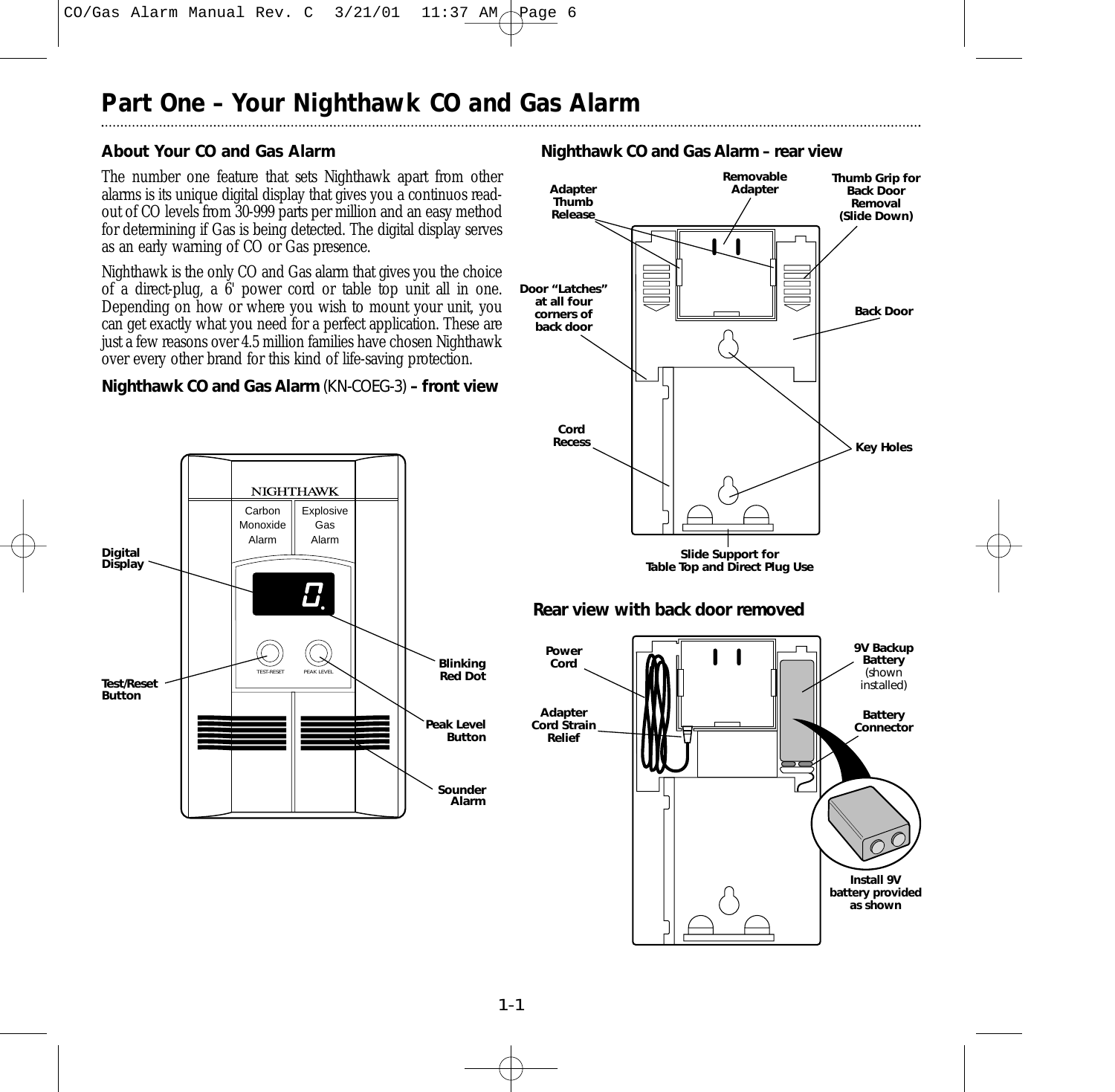# Part One – Your Nighthawk CO and Gas Alarm

## About Your CO and Gas Alarm

The number one feature that sets Nighthawk apart from other alarms is its unique digital display that gives you a continuos read-out of CO levels from 30-999 parts per million and an easy method for determining if Gas is being detected. The digital display serves as an early warning of CO or Gas presence.

Nighthawk is the only CO and Gas alarm that gives you the choice of a direct-plug, a 6' power cord or table top unit all in one. Depending on how or where you wish to mount your unit, you can get exactly what you need for a perfect application. These are just a few reasons over 4.5 million families have chosen Nighthawk over every other brand for this kind of life-saving protection.

### Nighthawk CO and Gas Alarm (KN-COEG-3) – front view

NIGHTHAWK

Carbon Monoxide Alarm | Explosive Gas Alarm

TEST-RESET | PEAK LEVEL

Digital Display
Test/Reset Button
Blinking Red Dot
Peak Level Button
Sounder Alarm

### Nighthawk CO and Gas Alarm – rear view

Adapter Thumb Release
Removable Adapter
Thumb Grip for Back Door Removal (Slide Down)
Door "Latches" at all four corners of back door
Back Door
Cord Recess
Key Holes
Slide Support for Table Top and Direct Plug Use

### Rear view with back door removed

Power Cord
Adapter Cord Strain Relief
9V Backup Battery (shown installed)
Battery Connector
Install 9V battery provided as shown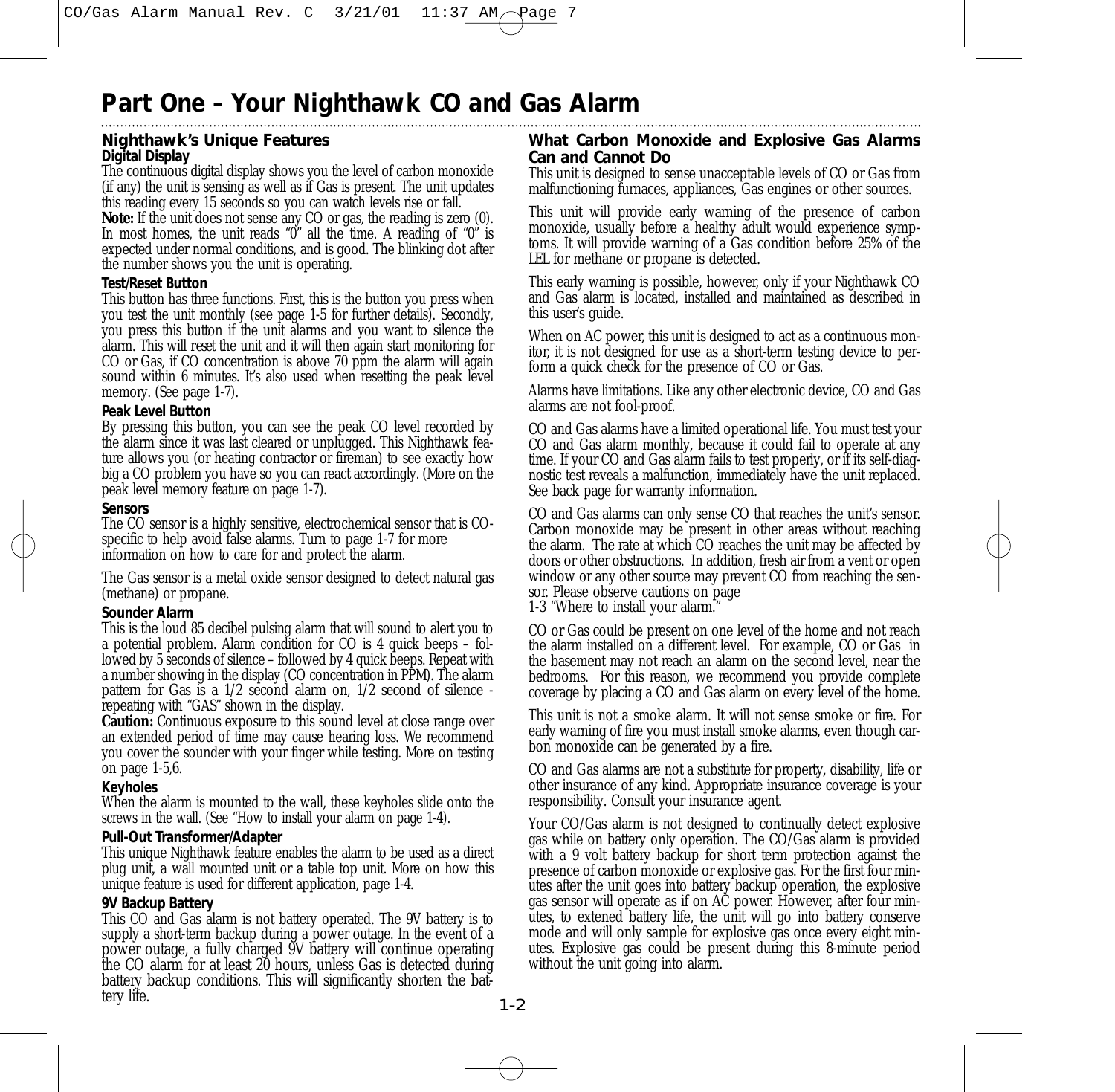# Part One – Your Nighthawk CO and Gas Alarm

## Nighthawk's Unique Features

### Digital Display

The continuous digital display shows you the level of carbon monoxide (if any) the unit is sensing as well as if Gas is present. The unit updates this reading every 15 seconds so you can watch levels rise or fall.

**Note:** If the unit does not sense any CO or gas, the reading is zero (0). In most homes, the unit reads "0" all the time. A reading of "0" is expected under normal conditions, and is good. The blinking dot after the number shows you the unit is operating.

### Test/Reset Button

This button has three functions. First, this is the button you press when you test the unit monthly (see page 1-5 for further details). Secondly, you press this button if the unit alarms and you want to silence the alarm. This will reset the unit and it will then again start monitoring for CO or Gas, if CO concentration is above 70 ppm the alarm will again sound within 6 minutes. It's also used when resetting the peak level memory. (See page 1-7).

### Peak Level Button

By pressing this button, you can see the peak CO level recorded by the alarm since it was last cleared or unplugged. This Nighthawk feature allows you (or heating contractor or fireman) to see exactly how big a CO problem you have so you can react accordingly. (More on the peak level memory feature on page 1-7).

### Sensors

The CO sensor is a highly sensitive, electrochemical sensor that is CO-specific to help avoid false alarms. Turn to page 1-7 for more information on how to care for and protect the alarm.

The Gas sensor is a metal oxide sensor designed to detect natural gas (methane) or propane.

### Sounder Alarm

This is the loud 85 decibel pulsing alarm that will sound to alert you to a potential problem. Alarm condition for CO is 4 quick beeps – followed by 5 seconds of silence – followed by 4 quick beeps. Repeat with a number showing in the display (CO concentration in PPM). The alarm pattern for Gas is a 1/2 second alarm on, 1/2 second of silence - repeating with "GAS" shown in the display.

**Caution:** Continuous exposure to this sound level at close range over an extended period of time may cause hearing loss. We recommend you cover the sounder with your finger while testing. More on testing on page 1-5,6.

### Keyholes

When the alarm is mounted to the wall, these keyholes slide onto the screws in the wall. (See "How to install your alarm on page 1-4).

### Pull-Out Transformer/Adapter

This unique Nighthawk feature enables the alarm to be used as a direct plug unit, a wall mounted unit or a table top unit. More on how this unique feature is used for different application, page 1-4.

### 9V Backup Battery

This CO and Gas alarm is not battery operated. The 9V battery is to supply a short-term backup during a power outage. In the event of a power outage, a fully charged 9V battery will continue operating the CO alarm for at least 20 hours, unless Gas is detected during battery backup conditions. This will significantly shorten the battery life.

## What Carbon Monoxide and Explosive Gas Alarms Can and Cannot Do

This unit is designed to sense unacceptable levels of CO or Gas from malfunctioning furnaces, appliances, Gas engines or other sources.

This unit will provide early warning of the presence of carbon monoxide, usually before a healthy adult would experience symptoms. It will provide warning of a Gas condition before 25% of the LEL for methane or propane is detected.

This early warning is possible, however, only if your Nighthawk CO and Gas alarm is located, installed and maintained as described in this user's guide.

When on AC power, this unit is designed to act as a continuous monitor, it is not designed for use as a short-term testing device to perform a quick check for the presence of CO or Gas.

Alarms have limitations. Like any other electronic device, CO and Gas alarms are not fool-proof.

CO and Gas alarms have a limited operational life. You must test your CO and Gas alarm monthly, because it could fail to operate at any time. If your CO and Gas alarm fails to test properly, or if its self-diagnostic test reveals a malfunction, immediately have the unit replaced. See back page for warranty information.

CO and Gas alarms can only sense CO that reaches the unit's sensor. Carbon monoxide may be present in other areas without reaching the alarm. The rate at which CO reaches the unit may be affected by doors or other obstructions. In addition, fresh air from a vent or open window or any other source may prevent CO from reaching the sensor. Please observe cautions on page 1-3 "Where to install your alarm."

CO or Gas could be present on one level of the home and not reach the alarm installed on a different level. For example, CO or Gas in the basement may not reach an alarm on the second level, near the bedrooms. For this reason, we recommend you provide complete coverage by placing a CO and Gas alarm on every level of the home.

This unit is not a smoke alarm. It will not sense smoke or fire. For early warning of fire you must install smoke alarms, even though carbon monoxide can be generated by a fire.

CO and Gas alarms are not a substitute for property, disability, life or other insurance of any kind. Appropriate insurance coverage is your responsibility. Consult your insurance agent.

Your CO/Gas alarm is not designed to continually detect explosive gas while on battery only operation. The CO/Gas alarm is provided with a 9 volt battery backup for short term protection against the presence of carbon monoxide or explosive gas. For the first four minutes after the unit goes into battery backup operation, the explosive gas sensor will operate as if on AC power. However, after four minutes, to extened battery life, the unit will go into battery conserve mode and will only sample for explosive gas once every eight minutes. Explosive gas could be present during this 8-minute period without the unit going into alarm.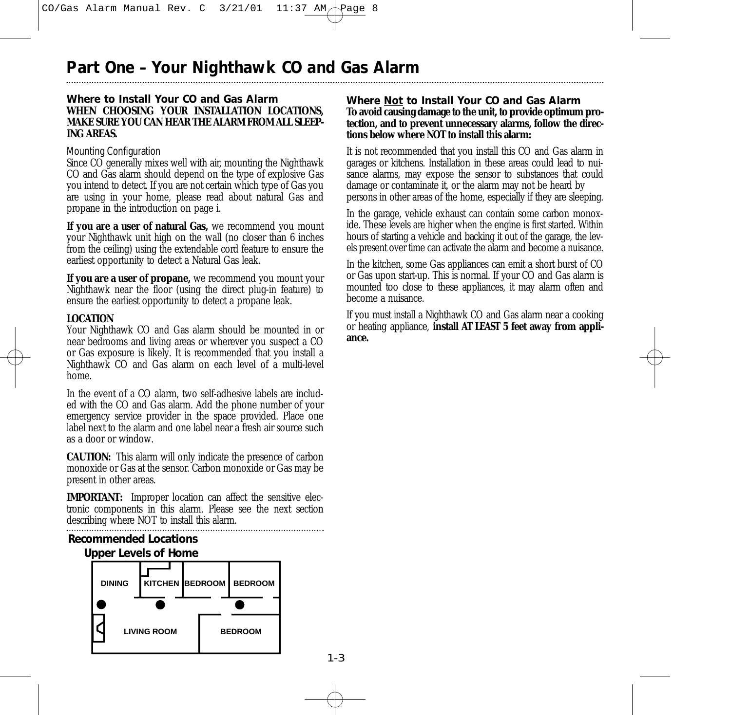# Part One – Your Nighthawk CO and Gas Alarm

### Where to Install Your CO and Gas Alarm

**WHEN CHOOSING YOUR INSTALLATION LOCATIONS, MAKE SURE YOU CAN HEAR THE ALARM FROM ALL SLEEPING AREAS.**

*Mounting Configuration*

Since CO generally mixes well with air, mounting the Nighthawk CO and Gas alarm should depend on the type of explosive Gas you intend to detect. If you are not certain which type of Gas you are using in your home, please read about natural Gas and propane in the introduction on page i.

**If you are a user of natural Gas,** we recommend you mount your Nighthawk unit high on the wall (no closer than 6 inches from the ceiling) using the extendable cord feature to ensure the earliest opportunity to detect a Natural Gas leak.

**If you are a user of propane,** we recommend you mount your Nighthawk near the floor (using the direct plug-in feature) to ensure the earliest opportunity to detect a propane leak.

**LOCATION**

Your Nighthawk CO and Gas alarm should be mounted in or near bedrooms and living areas or wherever you suspect a CO or Gas exposure is likely. It is recommended that you install a Nighthawk CO and Gas alarm on each level of a multi-level home.

In the event of a CO alarm, two self-adhesive labels are included with the CO and Gas alarm. Add the phone number of your emergency service provider in the space provided. Place one label next to the alarm and one label near a fresh air source such as a door or window.

**CAUTION:** This alarm will only indicate the presence of carbon monoxide or Gas at the sensor. Carbon monoxide or Gas may be present in other areas.

**IMPORTANT:** Improper location can affect the sensitive electronic components in this alarm. Please see the next section describing where NOT to install this alarm.

**Recommended Locations**

**Upper Levels of Home**

DINING | KITCHEN | BEDROOM | BEDROOM | LIVING ROOM | BEDROOM

### Where Not to Install Your CO and Gas Alarm

**To avoid causing damage to the unit, to provide optimum protection, and to prevent unnecessary alarms, follow the directions below where NOT to install this alarm:**

It is not recommended that you install this CO and Gas alarm in garages or kitchens. Installation in these areas could lead to nuisance alarms, may expose the sensor to substances that could damage or contaminate it, or the alarm may not be heard by persons in other areas of the home, especially if they are sleeping.

In the garage, vehicle exhaust can contain some carbon monoxide. These levels are higher when the engine is first started. Within hours of starting a vehicle and backing it out of the garage, the levels present over time can activate the alarm and become a nuisance.

In the kitchen, some Gas appliances can emit a short burst of CO or Gas upon start-up. This is normal. If your CO and Gas alarm is mounted too close to these appliances, it may alarm often and become a nuisance.

If you must install a Nighthawk CO and Gas alarm near a cooking or heating appliance, **install AT LEAST 5 feet away from appliance.**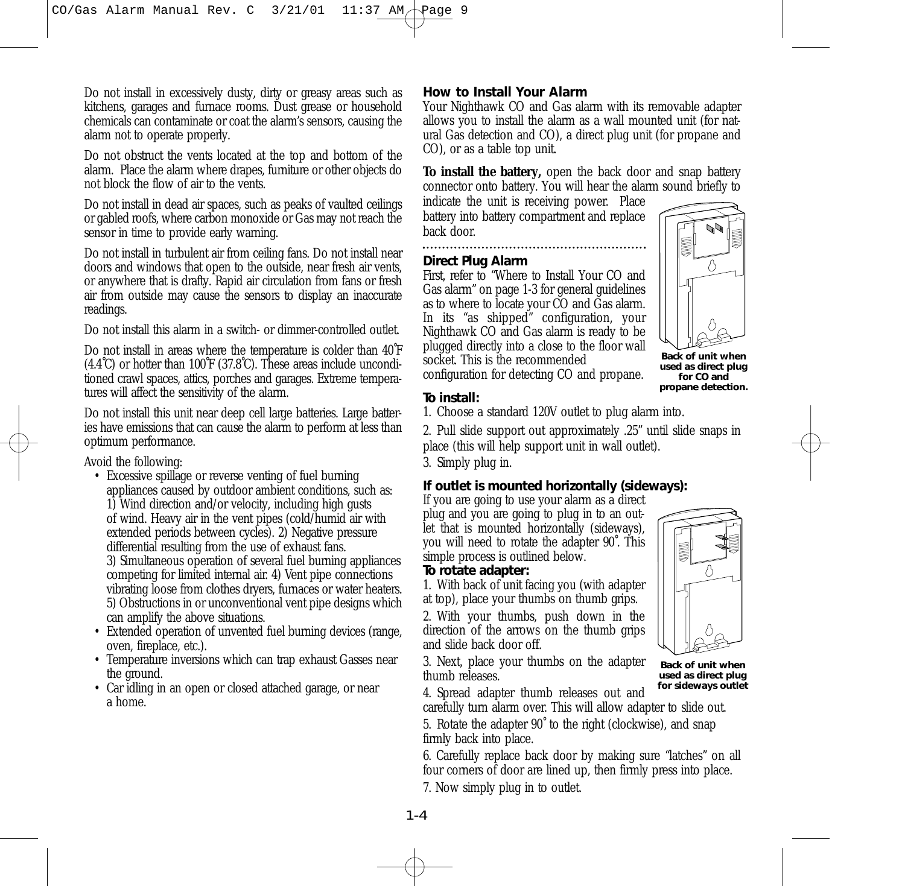Do not install in excessively dusty, dirty or greasy areas such as kitchens, garages and furnace rooms. Dust grease or household chemicals can contaminate or coat the alarm's sensors, causing the alarm not to operate properly.

Do not obstruct the vents located at the top and bottom of the alarm. Place the alarm where drapes, furniture or other objects do not block the flow of air to the vents.

Do not install in dead air spaces, such as peaks of vaulted ceilings or gabled roofs, where carbon monoxide or Gas may not reach the sensor in time to provide early warning.

Do not install in turbulent air from ceiling fans. Do not install near doors and windows that open to the outside, near fresh air vents, or anywhere that is drafty. Rapid air circulation from fans or fresh air from outside may cause the sensors to display an inaccurate readings.

Do not install this alarm in a switch- or dimmer-controlled outlet.

Do not install in areas where the temperature is colder than 40˚F (4.4˚C) or hotter than 100˚F (37.8˚C). These areas include unconditioned crawl spaces, attics, porches and garages. Extreme temperatures will affect the sensitivity of the alarm.

Do not install this unit near deep cell large batteries. Large batteries have emissions that can cause the alarm to perform at less than optimum performance.

Avoid the following:

- Excessive spillage or reverse venting of fuel burning appliances caused by outdoor ambient conditions, such as: 1) Wind direction and/or velocity, including high gusts of wind. Heavy air in the vent pipes (cold/humid air with extended periods between cycles). 2) Negative pressure differential resulting from the use of exhaust fans. 3) Simultaneous operation of several fuel burning appliances competing for limited internal air. 4) Vent pipe connections vibrating loose from clothes dryers, furnaces or water heaters. 5) Obstructions in or unconventional vent pipe designs which can amplify the above situations.
- Extended operation of unvented fuel burning devices (range, oven, fireplace, etc.).
- Temperature inversions which can trap exhaust Gasses near the ground.
- Car idling in an open or closed attached garage, or near a home.

## How to Install Your Alarm

Your Nighthawk CO and Gas alarm with its removable adapter allows you to install the alarm as a wall mounted unit (for natural Gas detection and CO), a direct plug unit (for propane and CO), or as a table top unit.

**To install the battery,** open the back door and snap battery connector onto battery. You will hear the alarm sound briefly to indicate the unit is receiving power. Place battery into battery compartment and replace back door.

### Direct Plug Alarm

First, refer to "Where to Install Your CO and Gas alarm" on page 1-3 for general guidelines as to where to locate your CO and Gas alarm. In its "as shipped" configuration, your Nighthawk CO and Gas alarm is ready to be plugged directly into a close to the floor wall socket. This is the recommended configuration for detecting CO and propane.

**Back of unit when used as direct plug for CO and propane detection.**

**To install:**

1. Choose a standard 120V outlet to plug alarm into.
2. Pull slide support out approximately .25" until slide snaps in place (this will help support unit in wall outlet).
3. Simply plug in.

### If outlet is mounted horizontally (sideways):

If you are going to use your alarm as a direct plug and you are going to plug in to an outlet that is mounted horizontally (sideways), you will need to rotate the adapter 90˚. This simple process is outlined below.

**To rotate adapter:**

1. With back of unit facing you (with adapter at top), place your thumbs on thumb grips.
2. With your thumbs, push down in the direction of the arrows on the thumb grips and slide back door off.
3. Next, place your thumbs on the adapter thumb releases.
4. Spread adapter thumb releases out and carefully turn alarm over. This will allow adapter to slide out.
5. Rotate the adapter 90˚ to the right (clockwise), and snap firmly back into place.
6. Carefully replace back door by making sure "latches" on all four corners of door are lined up, then firmly press into place.
7. Now simply plug in to outlet.

**Back of unit when used as direct plug for sideways outlet**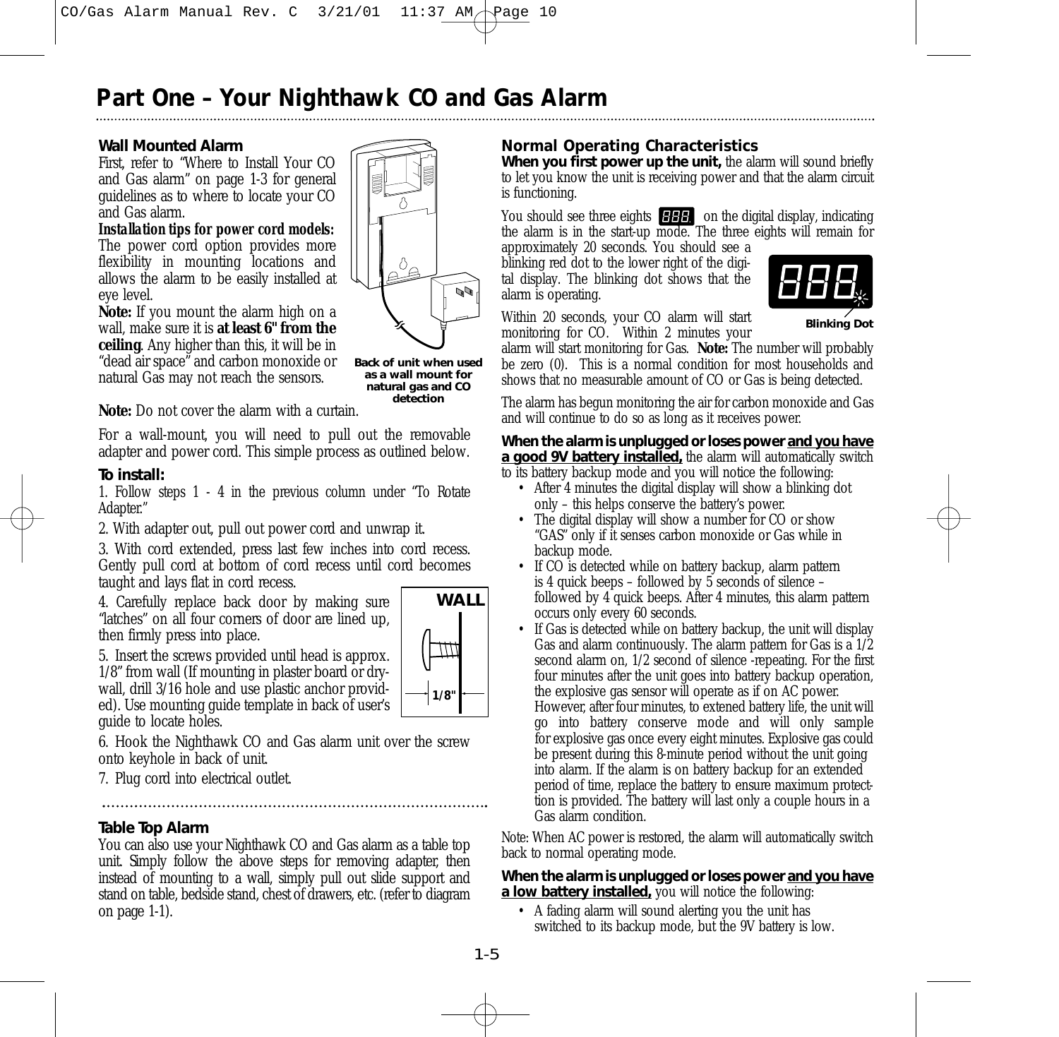# Part One – Your Nighthawk CO and Gas Alarm

### Wall Mounted Alarm

First, refer to "Where to Install Your CO and Gas alarm" on page 1-3 for general guidelines as to where to locate your CO and Gas alarm.

***Installation tips for power cord models:*** The power cord option provides more flexibility in mounting locations and allows the alarm to be easily installed at eye level.

**Note:** If you mount the alarm high on a wall, make sure it is **at least 6" from the ceiling**. Any higher than this, it will be in "dead air space" and carbon monoxide or natural Gas may not reach the sensors.

**Back of unit when used as a wall mount for natural gas and CO detection**

**Note:** Do not cover the alarm with a curtain.

For a wall-mount, you will need to pull out the removable adapter and power cord. This simple process as outlined below.

**To install:**

1. Follow steps 1 - 4 in the previous column under "To Rotate Adapter."

2. With adapter out, pull out power cord and unwrap it.

3. With cord extended, press last few inches into cord recess. Gently pull cord at bottom of cord recess until cord becomes taught and lays flat in cord recess.

4. Carefully replace back door by making sure "latches" on all four corners of door are lined up, then firmly press into place.

5. Insert the screws provided until head is approx. 1/8" from wall (If mounting in plaster board or dry-wall, drill 3/16 hole and use plastic anchor provided). Use mounting guide template in back of user's guide to locate holes.

WALL

1/8"

6. Hook the Nighthawk CO and Gas alarm unit over the screw onto keyhole in back of unit.

7. Plug cord into electrical outlet.

### Table Top Alarm

You can also use your Nighthawk CO and Gas alarm as a table top unit. Simply follow the above steps for removing adapter, then instead of mounting to a wall, simply pull out slide support and stand on table, bedside stand, chest of drawers, etc. (refer to diagram on page 1-1).

### Normal Operating Characteristics

**When you first power up the unit,** the alarm will sound briefly to let you know the unit is receiving power and that the alarm circuit is functioning.

You should see three eights 888 on the digital display, indicating the alarm is in the start-up mode. The three eights will remain for approximately 20 seconds. You should see a blinking red dot to the lower right of the digital display. The blinking dot shows that the alarm is operating.

**Blinking Dot**

Within 20 seconds, your CO alarm will start monitoring for CO. Within 2 minutes your alarm will start monitoring for Gas. **Note:** The number will probably be zero (0). This is a normal condition for most households and shows that no measurable amount of CO or Gas is being detected.

The alarm has begun monitoring the air for carbon monoxide and Gas and will continue to do so as long as it receives power.

**When the alarm is unplugged or loses power <u>and you have a good 9V battery installed,</u>** the alarm will automatically switch to its battery backup mode and you will notice the following:

- After 4 minutes the digital display will show a blinking dot only – this helps conserve the battery's power.
- The digital display will show a number for CO or show "GAS" only if it senses carbon monoxide or Gas while in backup mode.
- If CO is detected while on battery backup, alarm pattern is 4 quick beeps – followed by 5 seconds of silence – followed by 4 quick beeps. After 4 minutes, this alarm pattern occurs only every 60 seconds.
- If Gas is detected while on battery backup, the unit will display Gas and alarm continuously. The alarm pattern for Gas is a 1/2 second alarm on, 1/2 second of silence -repeating. For the first four minutes after the unit goes into battery backup operation, the explosive gas sensor will operate as if on AC power. However, after four minutes, to extened battery life, the unit will go into battery conserve mode and will only sample for explosive gas once every eight minutes. Explosive gas could be present during this 8-minute period without the unit going into alarm. If the alarm is on battery backup for an extended period of time, replace the battery to ensure maximum protecttion is provided. The battery will last only a couple hours in a Gas alarm condition.

Note: When AC power is restored, the alarm will automatically switch back to normal operating mode.

**When the alarm is unplugged or loses power <u>and you have a low battery installed,</u>** you will notice the following:

- A fading alarm will sound alerting you the unit has switched to its backup mode, but the 9V battery is low.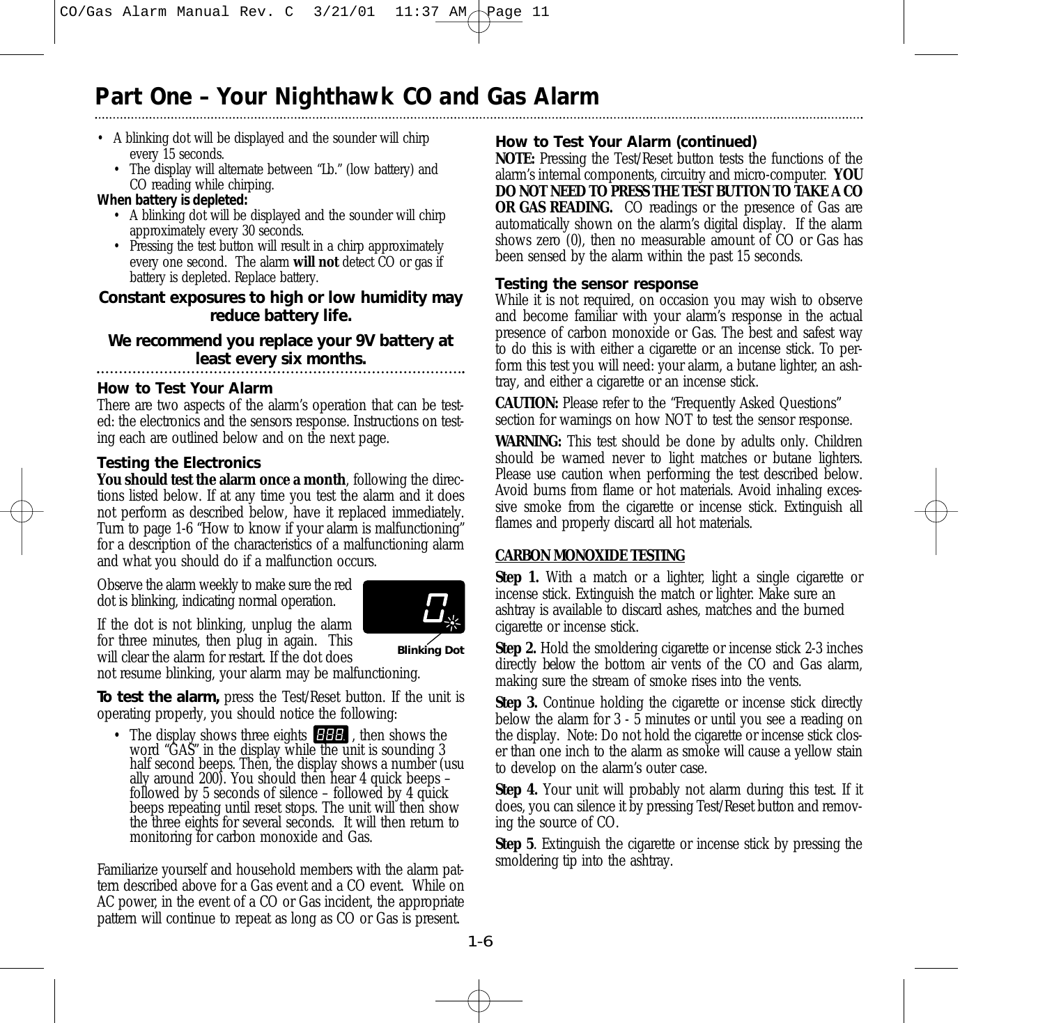## Part One – Your Nighthawk CO and Gas Alarm

- A blinking dot will be displayed and the sounder will chirp every 15 seconds.
  - The display will alternate between "Lb." (low battery) and CO reading while chirping.

**When battery is depleted:**

- A blinking dot will be displayed and the sounder will chirp approximately every 30 seconds.
- Pressing the test button will result in a chirp approximately every one second. The alarm **will not** detect CO or gas if battery is depleted. Replace battery.

**Constant exposures to high or low humidity may reduce battery life.**

**We recommend you replace your 9V battery at least every six months.**

### How to Test Your Alarm

There are two aspects of the alarm's operation that can be tested: the electronics and the sensors response. Instructions on testing each are outlined below and on the next page.

### Testing the Electronics

**You should test the alarm once a month**, following the directions listed below. If at any time you test the alarm and it does not perform as described below, have it replaced immediately. Turn to page 1-6 "How to know if your alarm is malfunctioning" for a description of the characteristics of a malfunctioning alarm and what you should do if a malfunction occurs.

Observe the alarm weekly to make sure the red dot is blinking, indicating normal operation.

If the dot is not blinking, unplug the alarm for three minutes, then plug in again. This will clear the alarm for restart. If the dot does not resume blinking, your alarm may be malfunctioning.

Blinking Dot

**To test the alarm,** press the Test/Reset button. If the unit is operating properly, you should notice the following:

- The display shows three eights 888., then shows the word "GAS" in the display while the unit is sounding 3 half second beeps. Then, the display shows a number (usually around 200). You should then hear 4 quick beeps – followed by 5 seconds of silence – followed by 4 quick beeps repeating until reset stops. The unit will then show the three eights for several seconds. It will then return to monitoring for carbon monoxide and Gas.

Familiarize yourself and household members with the alarm pattern described above for a Gas event and a CO event. While on AC power, in the event of a CO or Gas incident, the appropriate pattern will continue to repeat as long as CO or Gas is present.

### How to Test Your Alarm (continued)

**NOTE:** Pressing the Test/Reset button tests the functions of the alarm's internal components, circuitry and micro-computer. **YOU DO NOT NEED TO PRESS THE TEST BUTTON TO TAKE A CO OR GAS READING.** CO readings or the presence of Gas are automatically shown on the alarm's digital display. If the alarm shows zero (0), then no measurable amount of CO or Gas has been sensed by the alarm within the past 15 seconds.

### Testing the sensor response

While it is not required, on occasion you may wish to observe and become familiar with your alarm's response in the actual presence of carbon monoxide or Gas. The best and safest way to do this is with either a cigarette or an incense stick. To perform this test you will need: your alarm, a butane lighter, an ashtray, and either a cigarette or an incense stick.

**CAUTION:** Please refer to the "Frequently Asked Questions" section for warnings on how NOT to test the sensor response.

**WARNING:** This test should be done by adults only. Children should be warned never to light matches or butane lighters. Please use caution when performing the test described below. Avoid burns from flame or hot materials. Avoid inhaling excessive smoke from the cigarette or incense stick. Extinguish all flames and properly discard all hot materials.

**CARBON MONOXIDE TESTING**

**Step 1.** With a match or a lighter, light a single cigarette or incense stick. Extinguish the match or lighter. Make sure an ashtray is available to discard ashes, matches and the burned cigarette or incense stick.

**Step 2.** Hold the smoldering cigarette or incense stick 2-3 inches directly below the bottom air vents of the CO and Gas alarm, making sure the stream of smoke rises into the vents.

**Step 3.** Continue holding the cigarette or incense stick directly below the alarm for 3 - 5 minutes or until you see a reading on the display. Note: Do not hold the cigarette or incense stick closer than one inch to the alarm as smoke will cause a yellow stain to develop on the alarm's outer case.

**Step 4.** Your unit will probably not alarm during this test. If it does, you can silence it by pressing Test/Reset button and removing the source of CO.

**Step 5**. Extinguish the cigarette or incense stick by pressing the smoldering tip into the ashtray.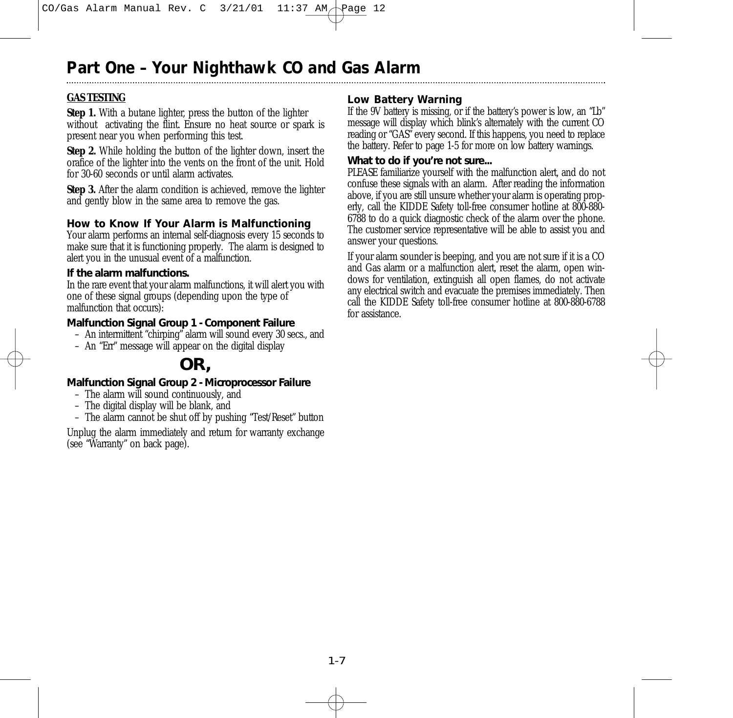# Part One – Your Nighthawk CO and Gas Alarm

**GAS TESTING**

**Step 1.** With a butane lighter, press the button of the lighter without activating the flint. Ensure no heat source or spark is present near you when performing this test.

**Step 2.** While holding the button of the lighter down, insert the orafice of the lighter into the vents on the front of the unit. Hold for 30-60 seconds or until alarm activates.

**Step 3.** After the alarm condition is achieved, remove the lighter and gently blow in the same area to remove the gas.

### How to Know If Your Alarm is Malfunctioning

Your alarm performs an internal self-diagnosis every 15 seconds to make sure that it is functioning properly. The alarm is designed to alert you in the unusual event of a malfunction.

**If the alarm malfunctions.**

In the rare event that your alarm malfunctions, it will alert you with one of these signal groups (depending upon the type of malfunction that occurs):

**Malfunction Signal Group 1 - Component Failure**

- An intermittent "chirping" alarm will sound every 30 secs., and
- An "Err" message will appear on the digital display

**OR,**

**Malfunction Signal Group 2 - Microprocessor Failure**

- The alarm will sound continuously, and
- The digital display will be blank, and
- The alarm cannot be shut off by pushing "Test/Reset" button

Unplug the alarm immediately and return for warranty exchange (see "Warranty" on back page).

### Low Battery Warning

If the 9V battery is missing, or if the battery's power is low, an "Lb" message will display which blink's alternately with the current CO reading or "GAS" every second. If this happens, you need to replace the battery. Refer to page 1-5 for more on low battery warnings.

**What to do if you're not sure...**

PLEASE familiarize yourself with the malfunction alert, and do not confuse these signals with an alarm. After reading the information above, if you are still unsure whether your alarm is operating properly, call the KIDDE Safety toll-free consumer hotline at 800-880-6788 to do a quick diagnostic check of the alarm over the phone. The customer service representative will be able to assist you and answer your questions.

If your alarm sounder is beeping, and you are not sure if it is a CO and Gas alarm or a malfunction alert, reset the alarm, open windows for ventilation, extinguish all open flames, do not activate any electrical switch and evacuate the premises immediately. Then call the KIDDE Safety toll-free consumer hotline at 800-880-6788 for assistance.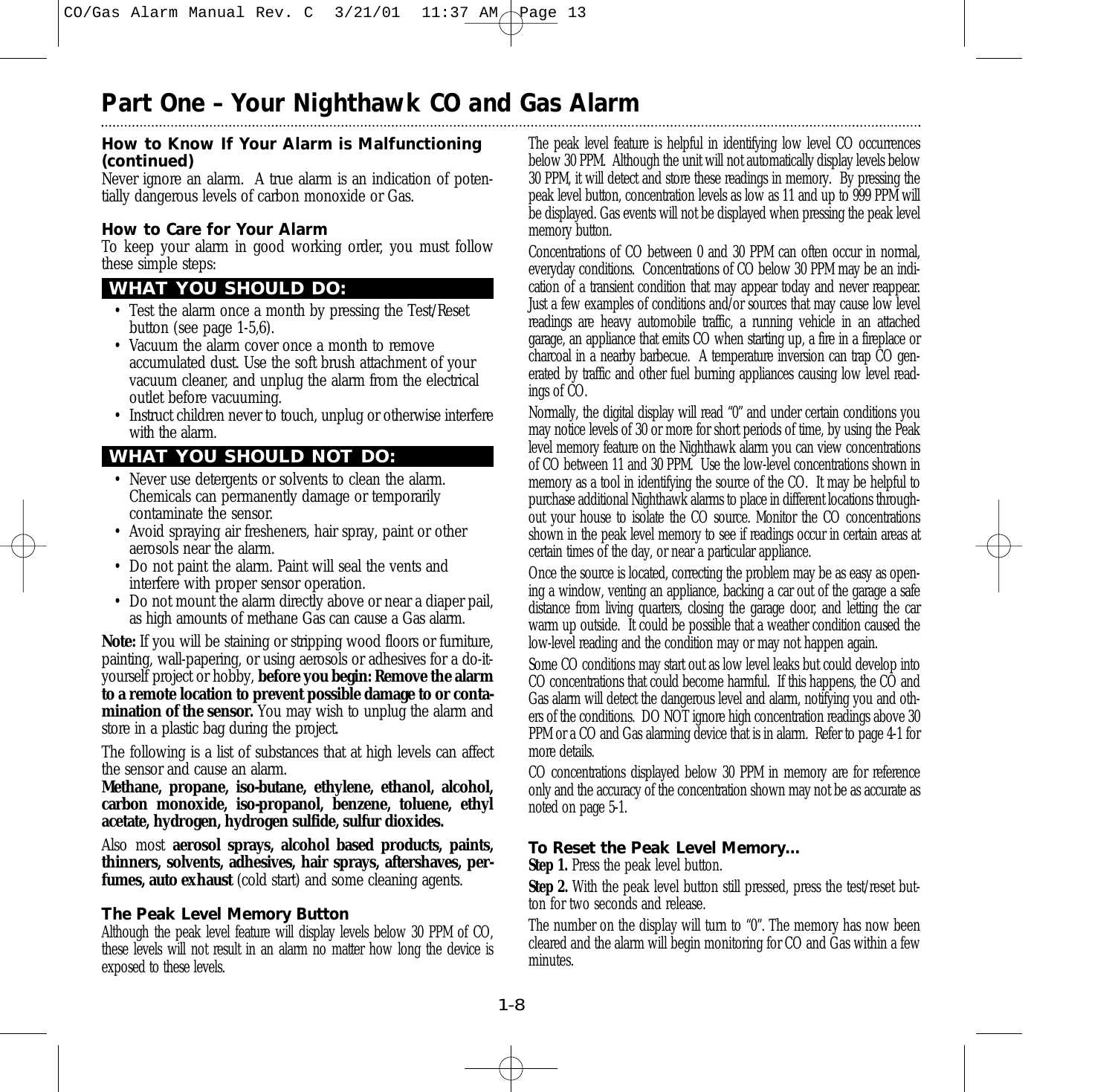# Part One – Your Nighthawk CO and Gas Alarm

### How to Know If Your Alarm is Malfunctioning (continued)

Never ignore an alarm. A true alarm is an indication of potentially dangerous levels of carbon monoxide or Gas.

### How to Care for Your Alarm

To keep your alarm in good working order, you must follow these simple steps:

**WHAT YOU SHOULD DO:**

- Test the alarm once a month by pressing the Test/Reset button (see page 1-5,6).
- Vacuum the alarm cover once a month to remove accumulated dust. Use the soft brush attachment of your vacuum cleaner, and unplug the alarm from the electrical outlet before vacuuming.
- Instruct children never to touch, unplug or otherwise interfere with the alarm.

**WHAT YOU SHOULD NOT DO:**

- Never use detergents or solvents to clean the alarm. Chemicals can permanently damage or temporarily contaminate the sensor.
- Avoid spraying air fresheners, hair spray, paint or other aerosols near the alarm.
- Do not paint the alarm. Paint will seal the vents and interfere with proper sensor operation.
- Do not mount the alarm directly above or near a diaper pail, as high amounts of methane Gas can cause a Gas alarm.

**Note:** If you will be staining or stripping wood floors or furniture, painting, wall-papering, or using aerosols or adhesives for a do-it-yourself project or hobby, **before you begin: Remove the alarm to a remote location to prevent possible damage to or contamination of the sensor.** You may wish to unplug the alarm and store in a plastic bag during the project.

The following is a list of substances that at high levels can affect the sensor and cause an alarm.

**Methane, propane, iso-butane, ethylene, ethanol, alcohol, carbon monoxide, iso-propanol, benzene, toluene, ethyl acetate, hydrogen, hydrogen sulfide, sulfur dioxides.**

Also most **aerosol sprays, alcohol based products, paints, thinners, solvents, adhesives, hair sprays, aftershaves, perfumes, auto exhaust** (cold start) and some cleaning agents.

### The Peak Level Memory Button

Although the peak level feature will display levels below 30 PPM of CO, these levels will not result in an alarm no matter how long the device is exposed to these levels.

The peak level feature is helpful in identifying low level CO occurrences below 30 PPM. Although the unit will not automatically display levels below 30 PPM, it will detect and store these readings in memory. By pressing the peak level button, concentration levels as low as 11 and up to 999 PPM will be displayed. Gas events will not be displayed when pressing the peak level memory button.

Concentrations of CO between 0 and 30 PPM can often occur in normal, everyday conditions. Concentrations of CO below 30 PPM may be an indication of a transient condition that may appear today and never reappear. Just a few examples of conditions and/or sources that may cause low level readings are heavy automobile traffic, a running vehicle in an attached garage, an appliance that emits CO when starting up, a fire in a fireplace or charcoal in a nearby barbecue. A temperature inversion can trap CO generated by traffic and other fuel burning appliances causing low level readings of CO.

Normally, the digital display will read "0" and under certain conditions you may notice levels of 30 or more for short periods of time, by using the Peak level memory feature on the Nighthawk alarm you can view concentrations of CO between 11 and 30 PPM. Use the low-level concentrations shown in memory as a tool in identifying the source of the CO. It may be helpful to purchase additional Nighthawk alarms to place in different locations throughout your house to isolate the CO source. Monitor the CO concentrations shown in the peak level memory to see if readings occur in certain areas at certain times of the day, or near a particular appliance.

Once the source is located, correcting the problem may be as easy as opening a window, venting an appliance, backing a car out of the garage a safe distance from living quarters, closing the garage door, and letting the car warm up outside. It could be possible that a weather condition caused the low-level reading and the condition may or may not happen again.

Some CO conditions may start out as low level leaks but could develop into CO concentrations that could become harmful. If this happens, the CO and Gas alarm will detect the dangerous level and alarm, notifying you and others of the conditions. DO NOT ignore high concentration readings above 30 PPM or a CO and Gas alarming device that is in alarm. Refer to page 4-1 for more details.

CO concentrations displayed below 30 PPM in memory are for reference only and the accuracy of the concentration shown may not be as accurate as noted on page 5-1.

### To Reset the Peak Level Memory...

**Step 1.** Press the peak level button.

**Step 2.** With the peak level button still pressed, press the test/reset button for two seconds and release.

The number on the display will turn to "0". The memory has now been cleared and the alarm will begin monitoring for CO and Gas within a few minutes.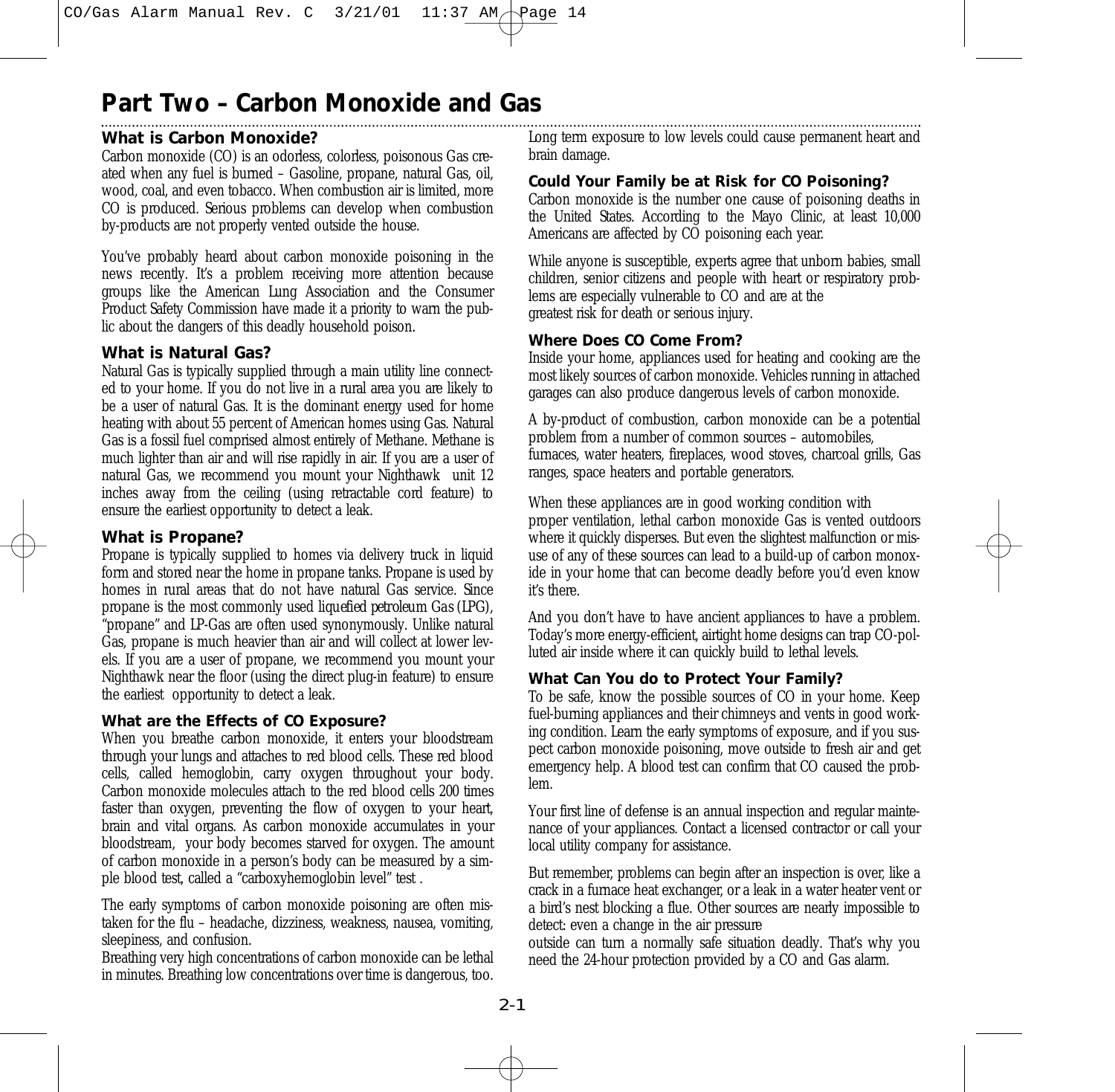# Part Two – Carbon Monoxide and Gas

### What is Carbon Monoxide?

Carbon monoxide (CO) is an odorless, colorless, poisonous Gas created when any fuel is burned – Gasoline, propane, natural Gas, oil, wood, coal, and even tobacco. When combustion air is limited, more CO is produced. Serious problems can develop when combustion by-products are not properly vented outside the house.

You've probably heard about carbon monoxide poisoning in the news recently. It's a problem receiving more attention because groups like the American Lung Association and the Consumer Product Safety Commission have made it a priority to warn the public about the dangers of this deadly household poison.

### What is Natural Gas?

Natural Gas is typically supplied through a main utility line connected to your home. If you do not live in a rural area you are likely to be a user of natural Gas. It is the dominant energy used for home heating with about 55 percent of American homes using Gas. Natural Gas is a fossil fuel comprised almost entirely of Methane. Methane is much lighter than air and will rise rapidly in air. If you are a user of natural Gas, we recommend you mount your Nighthawk unit 12 inches away from the ceiling (using retractable cord feature) to ensure the earliest opportunity to detect a leak.

### What is Propane?

Propane is typically supplied to homes via delivery truck in liquid form and stored near the home in propane tanks. Propane is used by homes in rural areas that do not have natural Gas service. Since propane is the most commonly used liquefied petroleum Gas (LPG), "propane" and LP-Gas are often used synonymously. Unlike natural Gas, propane is much heavier than air and will collect at lower levels. If you are a user of propane, we recommend you mount your Nighthawk near the floor (using the direct plug-in feature) to ensure the earliest opportunity to detect a leak.

### What are the Effects of CO Exposure?

When you breathe carbon monoxide, it enters your bloodstream through your lungs and attaches to red blood cells. These red blood cells, called hemoglobin, carry oxygen throughout your body. Carbon monoxide molecules attach to the red blood cells 200 times faster than oxygen, preventing the flow of oxygen to your heart, brain and vital organs. As carbon monoxide accumulates in your bloodstream, your body becomes starved for oxygen. The amount of carbon monoxide in a person's body can be measured by a simple blood test, called a "carboxyhemoglobin level" test .

The early symptoms of carbon monoxide poisoning are often mistaken for the flu – headache, dizziness, weakness, nausea, vomiting, sleepiness, and confusion.

Breathing very high concentrations of carbon monoxide can be lethal in minutes. Breathing low concentrations over time is dangerous, too. Long term exposure to low levels could cause permanent heart and brain damage.

### Could Your Family be at Risk for CO Poisoning?

Carbon monoxide is the number one cause of poisoning deaths in the United States. According to the Mayo Clinic, at least 10,000 Americans are affected by CO poisoning each year.

While anyone is susceptible, experts agree that unborn babies, small children, senior citizens and people with heart or respiratory problems are especially vulnerable to CO and are at the greatest risk for death or serious injury.

### Where Does CO Come From?

Inside your home, appliances used for heating and cooking are the most likely sources of carbon monoxide. Vehicles running in attached garages can also produce dangerous levels of carbon monoxide.

A by-product of combustion, carbon monoxide can be a potential problem from a number of common sources – automobiles, furnaces, water heaters, fireplaces, wood stoves, charcoal grills, Gas ranges, space heaters and portable generators.

When these appliances are in good working condition with proper ventilation, lethal carbon monoxide Gas is vented outdoors where it quickly disperses. But even the slightest malfunction or misuse of any of these sources can lead to a build-up of carbon monoxide in your home that can become deadly before you'd even know it's there.

And you don't have to have ancient appliances to have a problem. Today's more energy-efficient, airtight home designs can trap CO-polluted air inside where it can quickly build to lethal levels.

### What Can You do to Protect Your Family?

To be safe, know the possible sources of CO in your home. Keep fuel-burning appliances and their chimneys and vents in good working condition. Learn the early symptoms of exposure, and if you suspect carbon monoxide poisoning, move outside to fresh air and get emergency help. A blood test can confirm that CO caused the problem.

Your first line of defense is an annual inspection and regular maintenance of your appliances. Contact a licensed contractor or call your local utility company for assistance.

But remember, problems can begin after an inspection is over, like a crack in a furnace heat exchanger, or a leak in a water heater vent or a bird's nest blocking a flue. Other sources are nearly impossible to detect: even a change in the air pressure outside can turn a normally safe situation deadly. That's why you need the 24-hour protection provided by a CO and Gas alarm.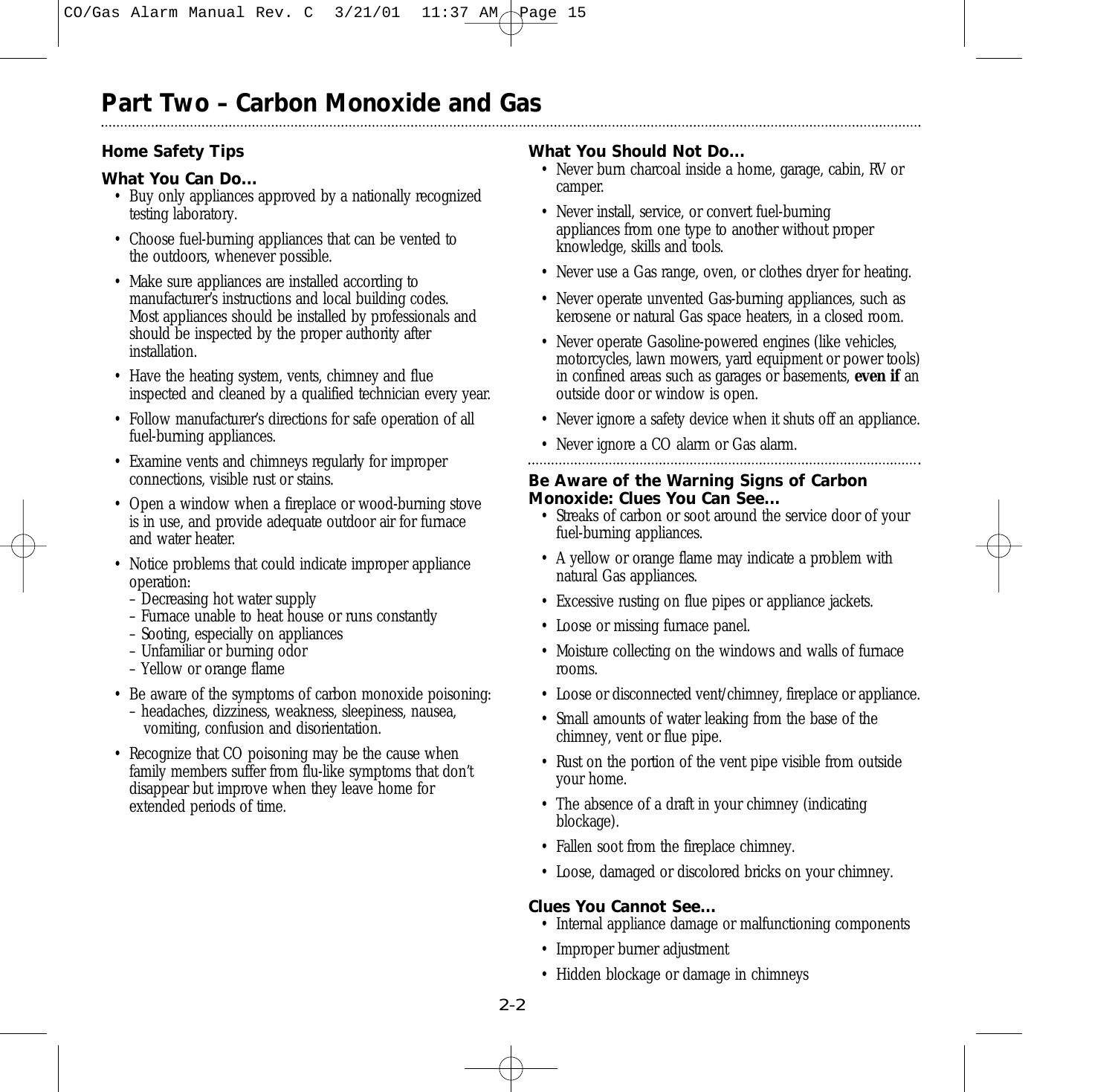# Part Two – Carbon Monoxide and Gas

## Home Safety Tips

### What You Can Do...

- Buy only appliances approved by a nationally recognized testing laboratory.
- Choose fuel-burning appliances that can be vented to the outdoors, whenever possible.
- Make sure appliances are installed according to manufacturer's instructions and local building codes. Most appliances should be installed by professionals and should be inspected by the proper authority after installation.
- Have the heating system, vents, chimney and flue inspected and cleaned by a qualified technician every year.
- Follow manufacturer's directions for safe operation of all fuel-burning appliances.
- Examine vents and chimneys regularly for improper connections, visible rust or stains.
- Open a window when a fireplace or wood-burning stove is in use, and provide adequate outdoor air for furnace and water heater.
- Notice problems that could indicate improper appliance operation:
  - Decreasing hot water supply
  - Furnace unable to heat house or runs constantly
  - Sooting, especially on appliances
  - Unfamiliar or burning odor
  - Yellow or orange flame
- Be aware of the symptoms of carbon monoxide poisoning:
  - headaches, dizziness, weakness, sleepiness, nausea, vomiting, confusion and disorientation.
- Recognize that CO poisoning may be the cause when family members suffer from flu-like symptoms that don't disappear but improve when they leave home for extended periods of time.

### What You Should Not Do...

- Never burn charcoal inside a home, garage, cabin, RV or camper.
- Never install, service, or convert fuel-burning appliances from one type to another without proper knowledge, skills and tools.
- Never use a Gas range, oven, or clothes dryer for heating.
- Never operate unvented Gas-burning appliances, such as kerosene or natural Gas space heaters, in a closed room.
- Never operate Gasoline-powered engines (like vehicles, motorcycles, lawn mowers, yard equipment or power tools) in confined areas such as garages or basements, **even if** an outside door or window is open.
- Never ignore a safety device when it shuts off an appliance.
- Never ignore a CO alarm or Gas alarm.

### Be Aware of the Warning Signs of Carbon Monoxide: Clues You Can See...

- Streaks of carbon or soot around the service door of your fuel-burning appliances.
- A yellow or orange flame may indicate a problem with natural Gas appliances.
- Excessive rusting on flue pipes or appliance jackets.
- Loose or missing furnace panel.
- Moisture collecting on the windows and walls of furnace rooms.
- Loose or disconnected vent/chimney, fireplace or appliance.
- Small amounts of water leaking from the base of the chimney, vent or flue pipe.
- Rust on the portion of the vent pipe visible from outside your home.
- The absence of a draft in your chimney (indicating blockage).
- Fallen soot from the fireplace chimney.
- Loose, damaged or discolored bricks on your chimney.

### Clues You Cannot See...

- Internal appliance damage or malfunctioning components
- Improper burner adjustment
- Hidden blockage or damage in chimneys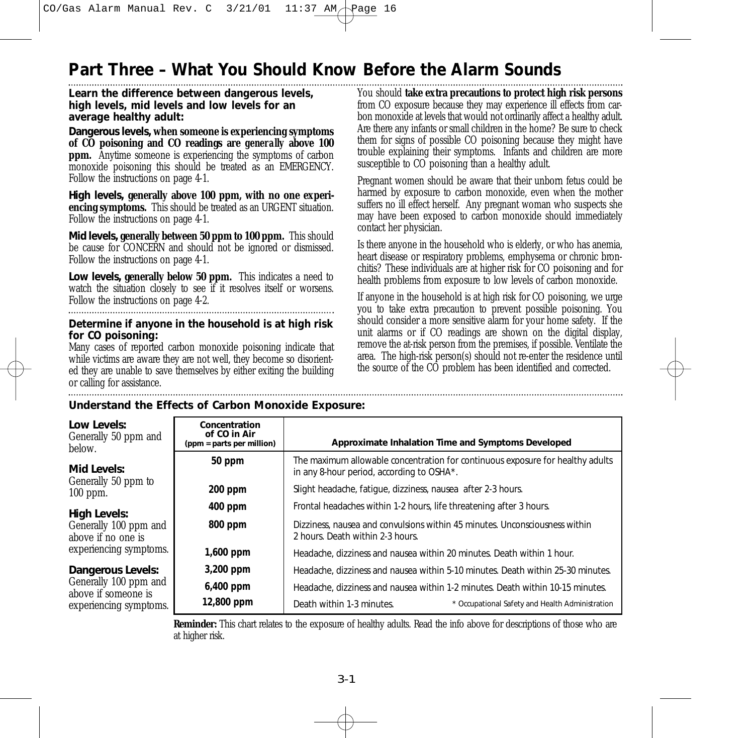# Part Three – What You Should Know Before the Alarm Sounds

**Learn the difference between dangerous levels, high levels, mid levels and low levels for an average healthy adult:**

**Dangerous levels, when someone is experiencing symptoms of CO poisoning and CO readings are generally above 100 ppm.** Anytime someone is experiencing the symptoms of carbon monoxide poisoning this should be treated as an EMERGENCY. Follow the instructions on page 4-1.

**High levels, generally above 100 ppm, with no one experiencing symptoms.** This should be treated as an URGENT situation. Follow the instructions on page 4-1.

**Mid levels, generally between 50 ppm to 100 ppm.** This should be cause for CONCERN and should not be ignored or dismissed. Follow the instructions on page 4-1.

**Low levels, generally below 50 ppm.** This indicates a need to watch the situation closely to see if it resolves itself or worsens. Follow the instructions on page 4-2.

**Determine if anyone in the household is at high risk for CO poisoning:**

Many cases of reported carbon monoxide poisoning indicate that while victims are aware they are not well, they become so disoriented they are unable to save themselves by either exiting the building or calling for assistance.

You should **take extra precautions to protect high risk persons** from CO exposure because they may experience ill effects from carbon monoxide at levels that would not ordinarily affect a healthy adult. Are there any infants or small children in the home? Be sure to check them for signs of possible CO poisoning because they might have trouble explaining their symptoms. Infants and children are more susceptible to CO poisoning than a healthy adult.

Pregnant women should be aware that their unborn fetus could be harmed by exposure to carbon monoxide, even when the mother suffers no ill effect herself. Any pregnant woman who suspects she may have been exposed to carbon monoxide should immediately contact her physician.

Is there anyone in the household who is elderly, or who has anemia, heart disease or respiratory problems, emphysema or chronic bronchitis? These individuals are at higher risk for CO poisoning and for health problems from exposure to low levels of carbon monoxide.

If anyone in the household is at high risk for CO poisoning, we urge you to take extra precaution to prevent possible poisoning. You should consider a more sensitive alarm for your home safety. If the unit alarms or if CO readings are shown on the digital display, remove the at-risk person from the premises, if possible. Ventilate the area. The high-risk person(s) should not re-enter the residence until the source of the CO problem has been identified and corrected.

**Understand the Effects of Carbon Monoxide Exposure:**

**Low Levels:**
Generally 50 ppm and below.

**Mid Levels:**
Generally 50 ppm to 100 ppm.

**High Levels:**
Generally 100 ppm and above if no one is experiencing symptoms.

**Dangerous Levels:**
Generally 100 ppm and above if someone is experiencing symptoms.

| Concentration of CO in Air (ppm = parts per million) | Approximate Inhalation Time and Symptoms Developed |
|---|---|
| **50 ppm** | The maximum allowable concentration for continuous exposure for healthy adults in any 8-hour period, according to OSHA*. |
| **200 ppm** | Slight headache, fatigue, dizziness, nausea after 2-3 hours. |
| **400 ppm** | Frontal headaches within 1-2 hours, life threatening after 3 hours. |
| **800 ppm** | Dizziness, nausea and convulsions within 45 minutes. Unconsciousness within 2 hours. Death within 2-3 hours. |
| **1,600 ppm** | Headache, dizziness and nausea within 20 minutes. Death within 1 hour. |
| **3,200 ppm** | Headache, dizziness and nausea within 5-10 minutes. Death within 25-30 minutes. |
| **6,400 ppm** | Headache, dizziness and nausea within 1-2 minutes. Death within 10-15 minutes. |
| **12,800 ppm** | Death within 1-3 minutes. |

\* Occupational Safety and Health Administration

**Reminder:** This chart relates to the exposure of healthy adults. Read the info above for descriptions of those who are at higher risk.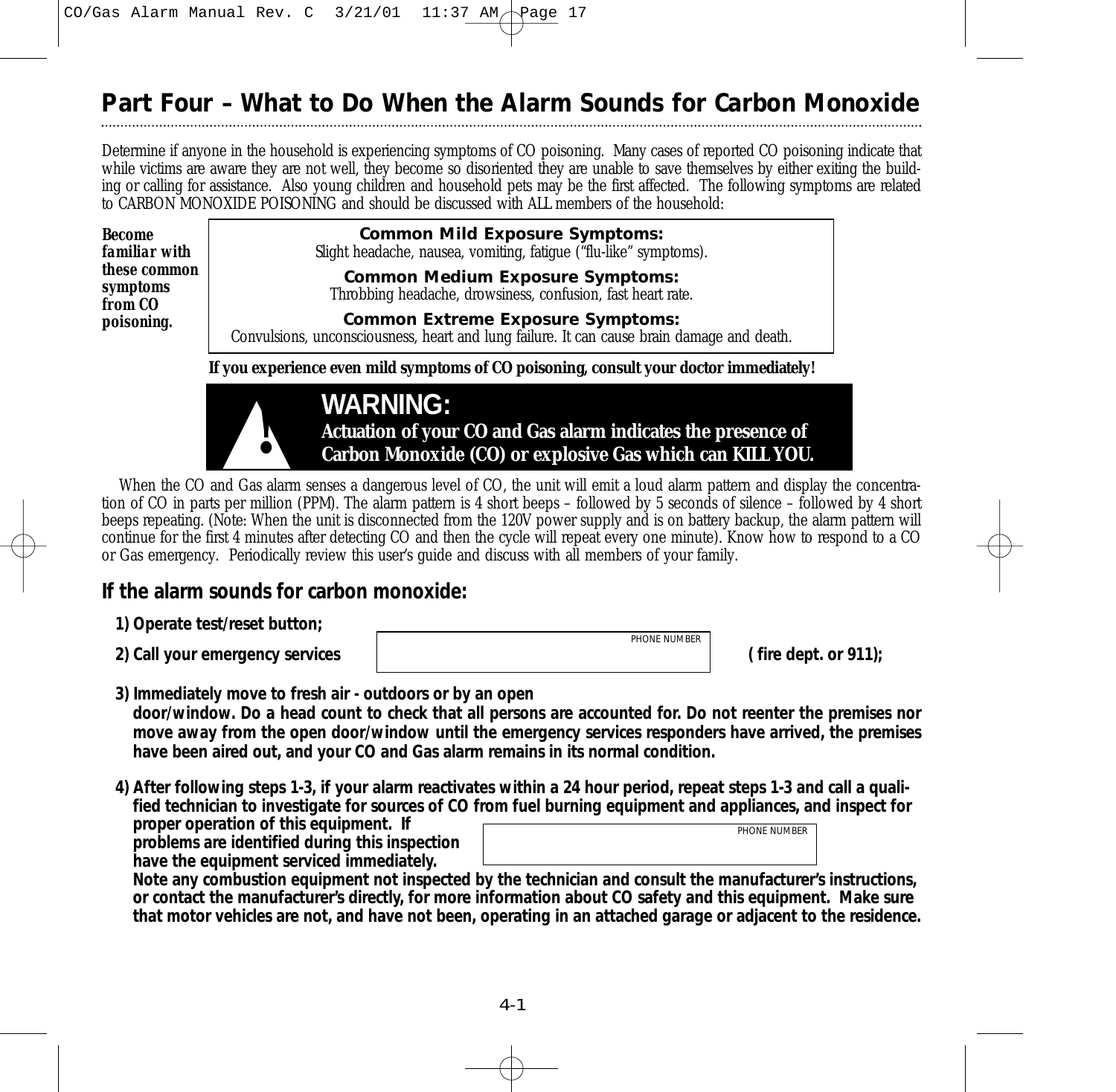# Part Four – What to Do When the Alarm Sounds for Carbon Monoxide

Determine if anyone in the household is experiencing symptoms of CO poisoning. Many cases of reported CO poisoning indicate that while victims are aware they are not well, they become so disoriented they are unable to save themselves by either exiting the building or calling for assistance. Also young children and household pets may be the first affected. The following symptoms are related to CARBON MONOXIDE POISONING and should be discussed with ALL members of the household:

***Become familiar with these common symptoms from CO poisoning.***

**Common Mild Exposure Symptoms:**
Slight headache, nausea, vomiting, fatigue ("flu-like" symptoms).

**Common Medium Exposure Symptoms:**
Throbbing headache, drowsiness, confusion, fast heart rate.

**Common Extreme Exposure Symptoms:**
Convulsions, unconsciousness, heart and lung failure. It can cause brain damage and death.

**If you experience even mild symptoms of CO poisoning, consult your doctor immediately!**

**WARNING:**
**Actuation of your CO and Gas alarm indicates the presence of Carbon Monoxide (CO) or explosive Gas which can KILL YOU.**

When the CO and Gas alarm senses a dangerous level of CO, the unit will emit a loud alarm pattern and display the concentration of CO in parts per million (PPM). The alarm pattern is 4 short beeps – followed by 5 seconds of silence – followed by 4 short beeps repeating. (Note: When the unit is disconnected from the 120V power supply and is on battery backup, the alarm pattern will continue for the first 4 minutes after detecting CO and then the cycle will repeat every one minute). Know how to respond to a CO or Gas emergency. Periodically review this user's guide and discuss with all members of your family.

## If the alarm sounds for carbon monoxide:

**1) Operate test/reset button;**

**2) Call your emergency services** ______ PHONE NUMBER ______ **( fire dept. or 911);**

**3) Immediately move to fresh air - outdoors or by an open door/window. Do a head count to check that all persons are accounted for. Do not reenter the premises nor move away from the open door/window until the emergency services responders have arrived, the premises have been aired out, and your CO and Gas alarm remains in its normal condition.**

**4) After following steps 1-3, if your alarm reactivates within a 24 hour period, repeat steps 1-3 and call a qualified technician to investigate for sources of CO from fuel burning equipment and appliances, and inspect for proper operation of this equipment. If problems are identified during this inspection have the equipment serviced immediately.** ______ PHONE NUMBER ______
**Note any combustion equipment not inspected by the technician and consult the manufacturer's instructions, or contact the manufacturer's directly, for more information about CO safety and this equipment. Make sure that motor vehicles are not, and have not been, operating in an attached garage or adjacent to the residence.**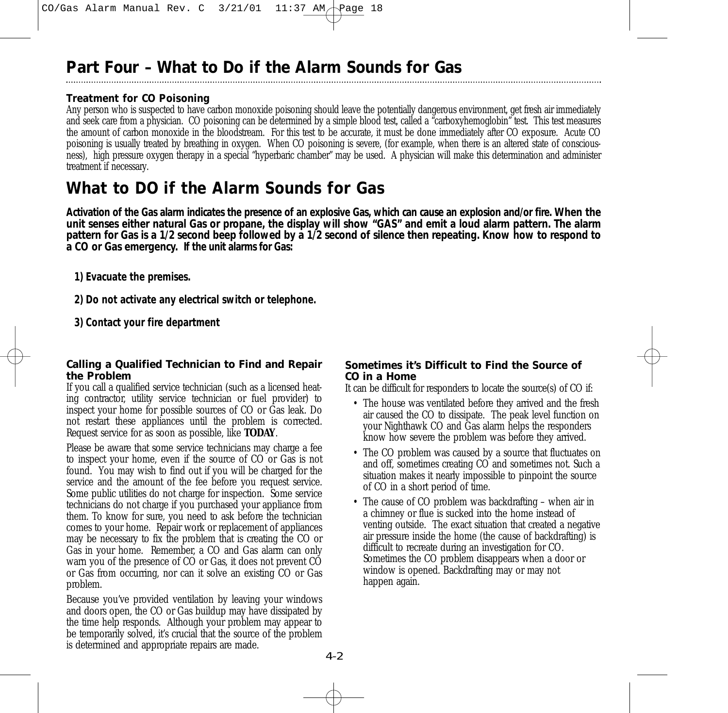# Part Four – What to Do if the Alarm Sounds for Gas

### Treatment for CO Poisoning

Any person who is suspected to have carbon monoxide poisoning should leave the potentially dangerous environment, get fresh air immediately and seek care from a physician. CO poisoning can be determined by a simple blood test, called a "carboxyhemoglobin" test. This test measures the amount of carbon monoxide in the bloodstream. For this test to be accurate, it must be done immediately after CO exposure. Acute CO poisoning is usually treated by breathing in oxygen. When CO poisoning is severe, (for example, when there is an altered state of consciousness), high pressure oxygen therapy in a special "hyperbaric chamber" may be used. A physician will make this determination and administer treatment if necessary.

# What to DO if the Alarm Sounds for Gas

**Activation of the Gas alarm indicates the presence of an explosive Gas, which can cause an explosion and/or fire. When the unit senses either natural Gas or propane, the display will show "GAS" and emit a loud alarm pattern. The alarm pattern for Gas is a 1/2 second beep followed by a 1/2 second of silence then repeating. Know how to respond to a CO or Gas emergency. If the unit alarms for Gas:**

**1) Evacuate the premises.**

**2) Do not activate any electrical switch or telephone.**

**3) Contact your fire department**

### Calling a Qualified Technician to Find and Repair the Problem

If you call a qualified service technician (such as a licensed heating contractor, utility service technician or fuel provider) to inspect your home for possible sources of CO or Gas leak. Do not restart these appliances until the problem is corrected. Request service for as soon as possible, like **TODAY**.

Please be aware that some service technicians may charge a fee to inspect your home, even if the source of CO or Gas is not found. You may wish to find out if you will be charged for the service and the amount of the fee before you request service. Some public utilities do not charge for inspection. Some service technicians do not charge if you purchased your appliance from them. To know for sure, you need to ask before the technician comes to your home. Repair work or replacement of appliances may be necessary to fix the problem that is creating the CO or Gas in your home. Remember, a CO and Gas alarm can only warn you of the presence of CO or Gas, it does not prevent CO or Gas from occurring, nor can it solve an existing CO or Gas problem.

Because you've provided ventilation by leaving your windows and doors open, the CO or Gas buildup may have dissipated by the time help responds. Although your problem may appear to be temporarily solved, it's crucial that the source of the problem is determined and appropriate repairs are made.

### Sometimes it's Difficult to Find the Source of CO in a Home

It can be difficult for responders to locate the source(s) of CO if:

- The house was ventilated before they arrived and the fresh air caused the CO to dissipate. The peak level function on your Nighthawk CO and Gas alarm helps the responders know how severe the problem was before they arrived.
- The CO problem was caused by a source that fluctuates on and off, sometimes creating CO and sometimes not. Such a situation makes it nearly impossible to pinpoint the source of CO in a short period of time.
- The cause of CO problem was backdrafting – when air in a chimney or flue is sucked into the home instead of venting outside. The exact situation that created a negative air pressure inside the home (the cause of backdrafting) is difficult to recreate during an investigation for CO. Sometimes the CO problem disappears when a door or window is opened. Backdrafting may or may not happen again.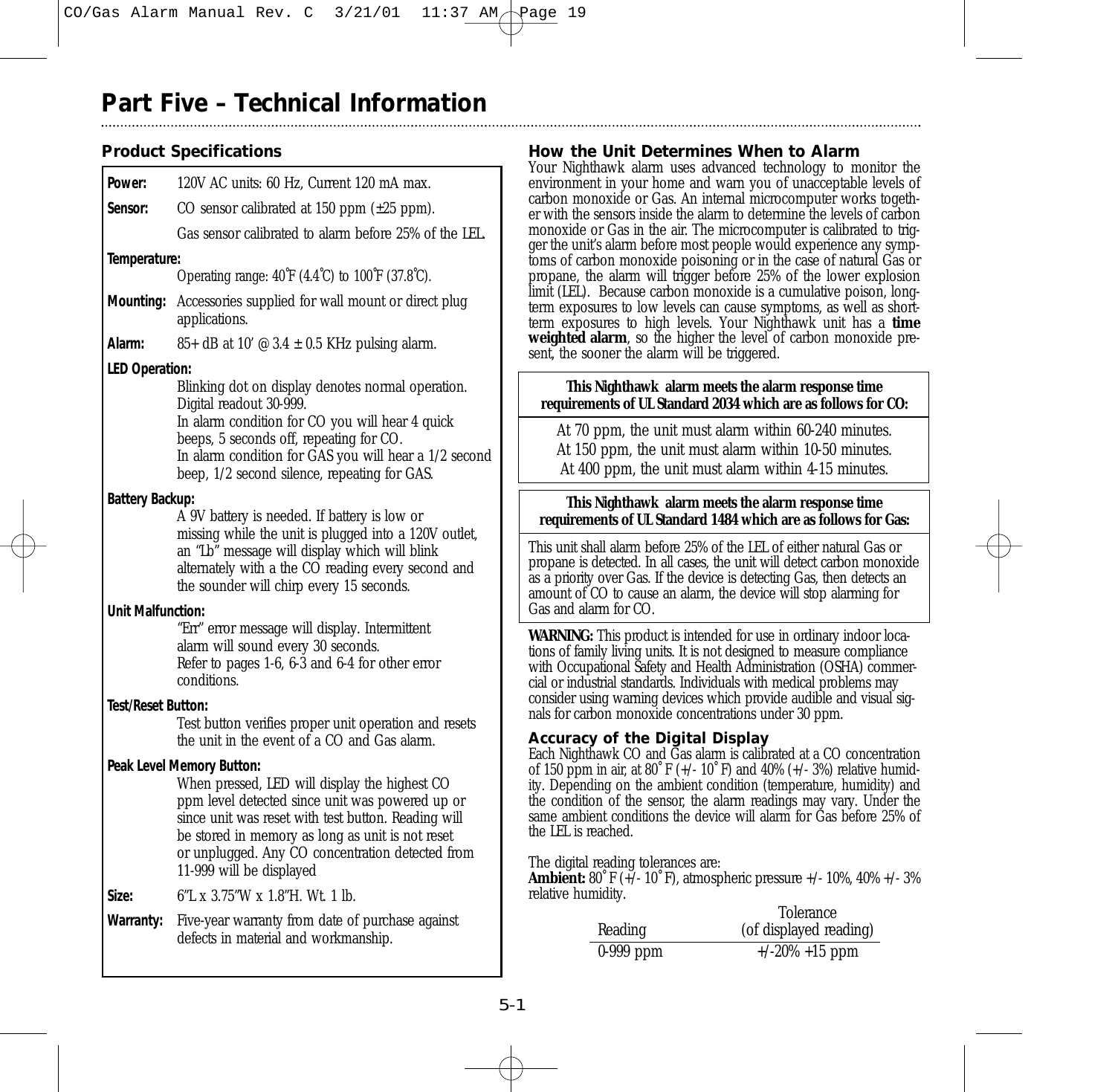# Part Five – Technical Information

## Product Specifications

**Power:** 120V AC units: 60 Hz, Current 120 mA max.

**Sensor:** CO sensor calibrated at 150 ppm (±25 ppm).

Gas sensor calibrated to alarm before 25% of the LEL.

**Temperature:**
Operating range: 40˚F (4.4˚C) to 100˚F (37.8˚C).

**Mounting:** Accessories supplied for wall mount or direct plug applications.

**Alarm:** 85+ dB at 10' @ 3.4 ± 0.5 KHz pulsing alarm.

**LED Operation:**
Blinking dot on display denotes normal operation.
Digital readout 30-999.
In alarm condition for CO you will hear 4 quick beeps, 5 seconds off, repeating for CO.
In alarm condition for GAS you will hear a 1/2 second beep, 1/2 second silence, repeating for GAS.

**Battery Backup:**
A 9V battery is needed. If battery is low or missing while the unit is plugged into a 120V outlet, an "Lb" message will display which will blink alternately with a the CO reading every second and the sounder will chirp every 15 seconds.

**Unit Malfunction:**
"Err" error message will display. Intermittent alarm will sound every 30 seconds.
Refer to pages 1-6, 6-3 and 6-4 for other error conditions.

**Test/Reset Button:**
Test button verifies proper unit operation and resets the unit in the event of a CO and Gas alarm.

**Peak Level Memory Button:**
When pressed, LED will display the highest CO ppm level detected since unit was powered up or since unit was reset with test button. Reading will be stored in memory as long as unit is not reset or unplugged. Any CO concentration detected from 11-999 will be displayed

**Size:** 6"L x 3.75"W x 1.8"H. Wt. 1 lb.

**Warranty:** Five-year warranty from date of purchase against defects in material and workmanship.

## How the Unit Determines When to Alarm

Your Nighthawk alarm uses advanced technology to monitor the environment in your home and warn you of unacceptable levels of carbon monoxide or Gas. An internal microcomputer works together with the sensors inside the alarm to determine the levels of carbon monoxide or Gas in the air. The microcomputer is calibrated to trigger the unit's alarm before most people would experience any symptoms of carbon monoxide poisoning or in the case of natural Gas or propane, the alarm will trigger before 25% of the lower explosion limit (LEL). Because carbon monoxide is a cumulative poison, long-term exposures to low levels can cause symptoms, as well as short-term exposures to high levels. Your Nighthawk unit has a **time weighted alarm**, so the higher the level of carbon monoxide present, the sooner the alarm will be triggered.

| This Nighthawk alarm meets the alarm response time requirements of UL Standard 2034 which are as follows for CO: |
|---|
| At 70 ppm, the unit must alarm within 60-240 minutes.<br>At 150 ppm, the unit must alarm within 10-50 minutes.<br>At 400 ppm, the unit must alarm within 4-15 minutes. |

| This Nighthawk alarm meets the alarm response time requirements of UL Standard 1484 which are as follows for Gas: |
|---|
| This unit shall alarm before 25% of the LEL of either natural Gas or propane is detected. In all cases, the unit will detect carbon monoxide as a priority over Gas. If the device is detecting Gas, then detects an amount of CO to cause an alarm, the device will stop alarming for Gas and alarm for CO. |

**WARNING:** This product is intended for use in ordinary indoor locations of family living units. It is not designed to measure compliance with Occupational Safety and Health Administration (OSHA) commercial or industrial standards. Individuals with medical problems may consider using warning devices which provide audible and visual signals for carbon monoxide concentrations under 30 ppm.

## Accuracy of the Digital Display

Each Nighthawk CO and Gas alarm is calibrated at a CO concentration of 150 ppm in air, at 80˚F (+/- 10˚F) and 40% (+/- 3%) relative humidity. Depending on the ambient condition (temperature, humidity) and the condition of the sensor, the alarm readings may vary. Under the same ambient conditions the device will alarm for Gas before 25% of the LEL is reached.

The digital reading tolerances are:
**Ambient:** 80˚F (+/- 10˚F), atmospheric pressure +/- 10%, 40% +/- 3% relative humidity.

| Reading | Tolerance (of displayed reading) |
|---|---|
| 0-999 ppm | +/-20% +15 ppm |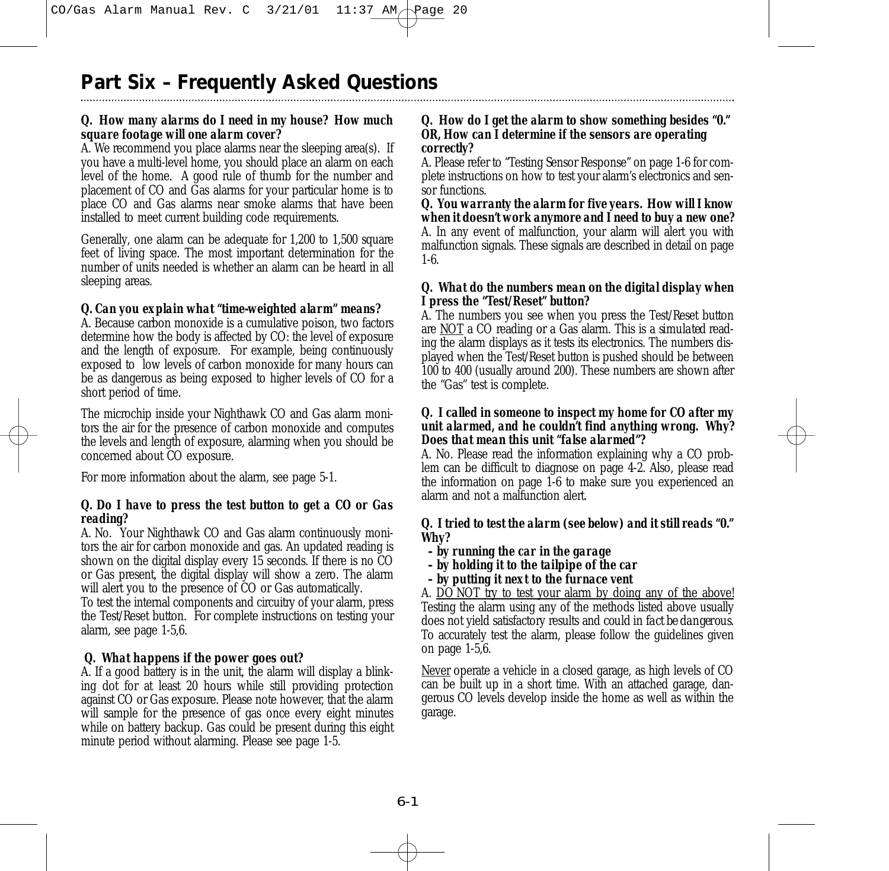# Part Six – Frequently Asked Questions

***Q. How many alarms do I need in my house? How much square footage will one alarm cover?***
A. We recommend you place alarms near the sleeping area(s). If you have a multi-level home, you should place an alarm on each level of the home. A good rule of thumb for the number and placement of CO and Gas alarms for your particular home is to place CO and Gas alarms near smoke alarms that have been installed to meet current building code requirements.

Generally, one alarm can be adequate for 1,200 to 1,500 square feet of living space. The most important determination for the number of units needed is whether an alarm can be heard in all sleeping areas.

***Q. Can you explain what "time-weighted alarm" means?***
A. Because carbon monoxide is a cumulative poison, two factors determine how the body is affected by CO: the level of exposure and the length of exposure. For example, being continuously exposed to low levels of carbon monoxide for many hours can be as dangerous as being exposed to higher levels of CO for a short period of time.

The microchip inside your Nighthawk CO and Gas alarm monitors the air for the presence of carbon monoxide and computes the levels and length of exposure, alarming when you should be concerned about CO exposure.

For more information about the alarm, see page 5-1.

***Q. Do I have to press the test button to get a CO or Gas reading?***
A. No. Your Nighthawk CO and Gas alarm continuously monitors the air for carbon monoxide and gas. An updated reading is shown on the digital display every 15 seconds. If there is no CO or Gas present, the digital display will show a zero. The alarm will alert you to the presence of CO or Gas automatically.
To test the internal components and circuitry of your alarm, press the Test/Reset button. For complete instructions on testing your alarm, see page 1-5,6.

***Q. What happens if the power goes out?***
A. If a good battery is in the unit, the alarm will display a blinking dot for at least 20 hours while still providing protection against CO or Gas exposure. Please note however, that the alarm will sample for the presence of gas once every eight minutes while on battery backup. Gas could be present during this eight minute period without alarming. Please see page 1-5.

***Q. How do I get the alarm to show something besides "0." OR, How can I determine if the sensors are operating correctly?***
A. Please refer to "Testing Sensor Response" on page 1-6 for complete instructions on how to test your alarm's electronics and sensor functions.

***Q. You warranty the alarm for five years. How will I know when it doesn't work anymore and I need to buy a new one?***
A. In any event of malfunction, your alarm will alert you with malfunction signals. These signals are described in detail on page 1-6.

***Q. What do the numbers mean on the digital display when I press the "Test/Reset" button?***
A. The numbers you see when you press the Test/Reset button are NOT a CO reading or a Gas alarm. This is a simulated reading the alarm displays as it tests its electronics. The numbers displayed when the Test/Reset button is pushed should be between 100 to 400 (usually around 200). These numbers are shown after the "Gas" test is complete.

***Q. I called in someone to inspect my home for CO after my unit alarmed, and he couldn't find anything wrong. Why? Does that mean this unit "false alarmed"?***
A. No. Please read the information explaining why a CO problem can be difficult to diagnose on page 4-2. Also, please read the information on page 1-6 to make sure you experienced an alarm and not a malfunction alert.

***Q. I tried to test the alarm (see below) and it still reads "0." Why?***
***– by running the car in the garage***
***– by holding it to the tailpipe of the car***
***– by putting it next to the furnace vent***
A. DO NOT try to test your alarm by doing any of the above! Testing the alarm using any of the methods listed above usually does not yield satisfactory results and could in fact be dangerous. To accurately test the alarm, please follow the guidelines given on page 1-5,6.

Never operate a vehicle in a closed garage, as high levels of CO can be built up in a short time. With an attached garage, dangerous CO levels develop inside the home as well as within the garage.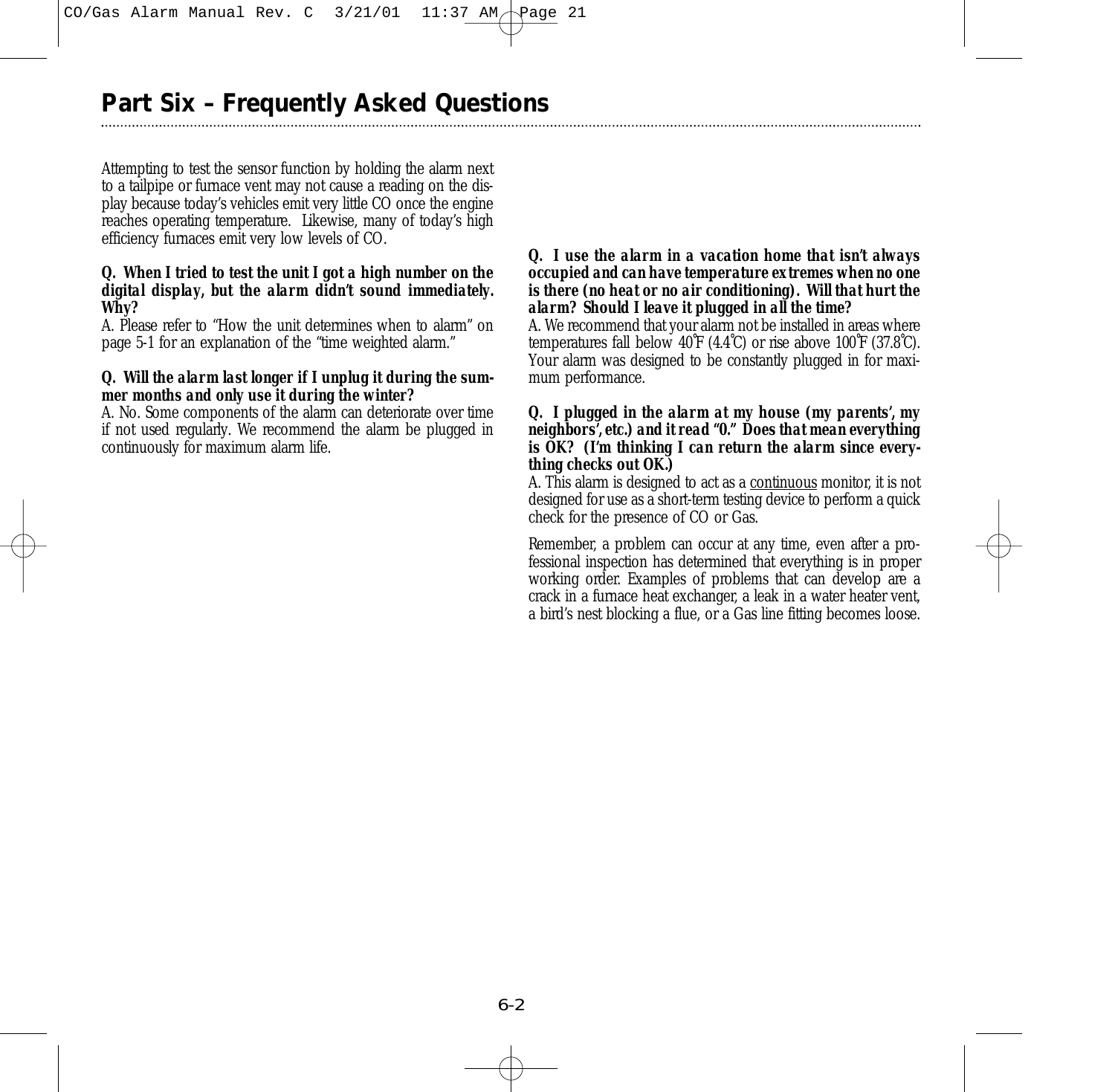# Part Six – Frequently Asked Questions

Attempting to test the sensor function by holding the alarm next to a tailpipe or furnace vent may not cause a reading on the display because today's vehicles emit very little CO once the engine reaches operating temperature. Likewise, many of today's high efficiency furnaces emit very low levels of CO.

**Q. When I tried to test the unit I got a high number on the digital display, but the alarm didn't sound immediately. Why?**

A. Please refer to "How the unit determines when to alarm" on page 5-1 for an explanation of the "time weighted alarm."

**Q. Will the alarm last longer if I unplug it during the summer months and only use it during the winter?**

A. No. Some components of the alarm can deteriorate over time if not used regularly. We recommend the alarm be plugged in continuously for maximum alarm life.

**Q. I use the alarm in a vacation home that isn't always occupied and can have temperature extremes when no one is there (no heat or no air conditioning). Will that hurt the alarm? Should I leave it plugged in all the time?**

A. We recommend that your alarm not be installed in areas where temperatures fall below 40˚F (4.4˚C) or rise above 100˚F (37.8˚C). Your alarm was designed to be constantly plugged in for maximum performance.

**Q. I plugged in the alarm at my house (my parents', my neighbors', etc.) and it read "0." Does that mean everything is OK? (I'm thinking I can return the alarm since everything checks out OK.)**

A. This alarm is designed to act as a continuous monitor, it is not designed for use as a short-term testing device to perform a quick check for the presence of CO or Gas.

Remember, a problem can occur at any time, even after a professional inspection has determined that everything is in proper working order. Examples of problems that can develop are a crack in a furnace heat exchanger, a leak in a water heater vent, a bird's nest blocking a flue, or a Gas line fitting becomes loose.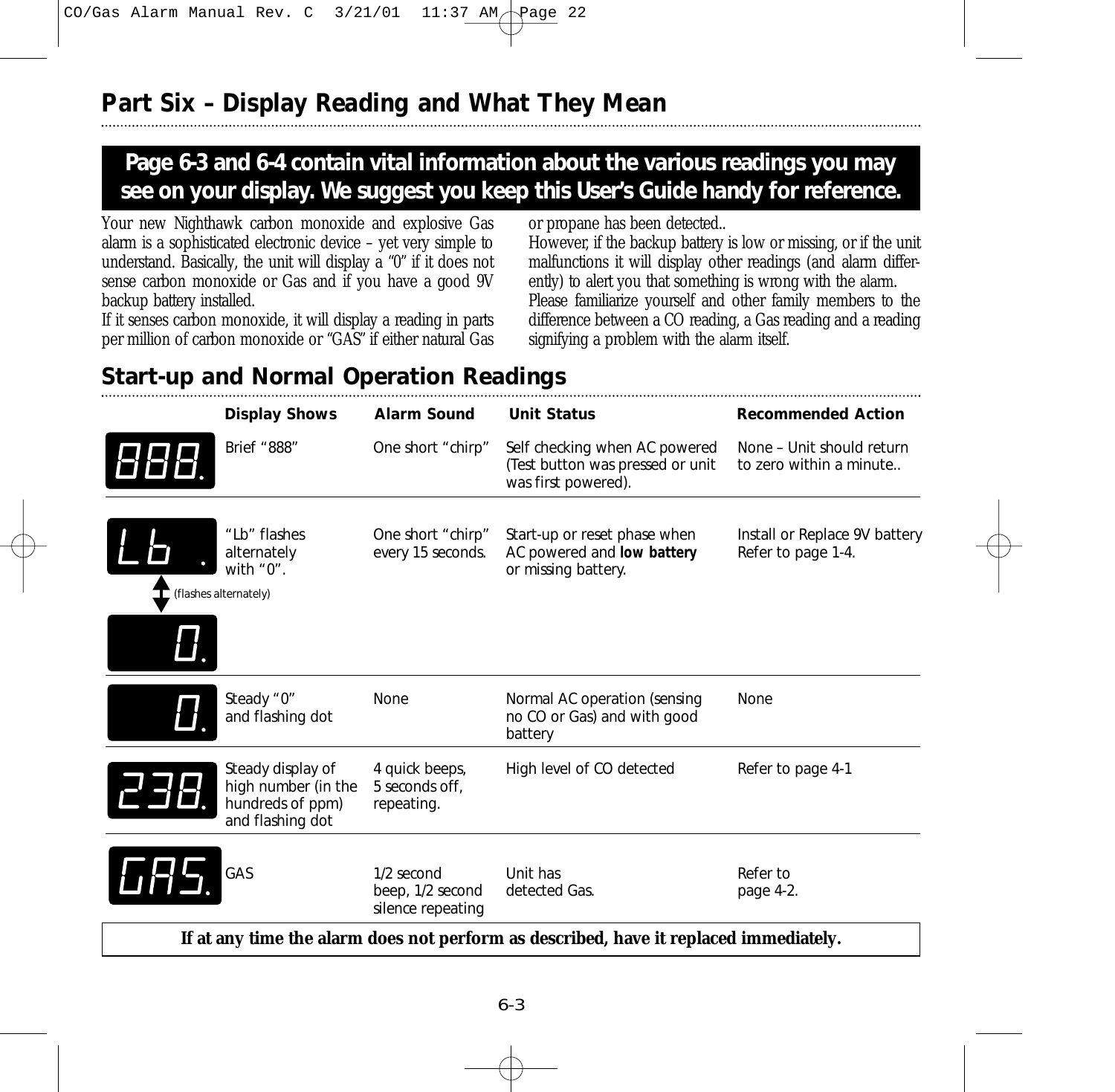# Part Six – Display Reading and What They Mean

**Page 6-3 and 6-4 contain vital information about the various readings you may see on your display. We suggest you keep this User's Guide handy for reference.**

Your new Nighthawk carbon monoxide and explosive Gas alarm is a sophisticated electronic device – yet very simple to understand. Basically, the unit will display a "0" if it does not sense carbon monoxide or Gas and if you have a good 9V backup battery installed.

If it senses carbon monoxide, it will display a reading in parts per million of carbon monoxide or "GAS" if either natural Gas or propane has been detected..

However, if the backup battery is low or missing, or if the unit malfunctions it will display other readings (and alarm differently) to alert you that something is wrong with the alarm.

Please familiarize yourself and other family members to the difference between a CO reading, a Gas reading and a reading signifying a problem with the alarm itself.

## Start-up and Normal Operation Readings

| Display | Display Shows | Alarm Sound | Unit Status | Recommended Action |
|---|---|---|---|---|
| 888. | Brief "888" | One short "chirp" | Self checking when AC powered (Test button was pressed or unit was first powered). | None – Unit should return to zero within a minute.. |
| Lb . / 0. (flashes alternately) | "Lb" flashes alternately with "0". | One short "chirp" every 15 seconds. | Start-up or reset phase when AC powered and **low battery** or missing battery. | Install or Replace 9V battery Refer to page 1-4. |
| 0. | Steady "0" and flashing dot | None | Normal AC operation (sensing no CO or Gas) and with good battery | None |
| 238. | Steady display of high number (in the hundreds of ppm) and flashing dot | 4 quick beeps, 5 seconds off, repeating. | High level of CO detected | Refer to page 4-1 |
| GAS. | GAS | 1/2 second beep, 1/2 second silence repeating | Unit has detected Gas. | Refer to page 4-2. |

**If at any time the alarm does not perform as described, have it replaced immediately.**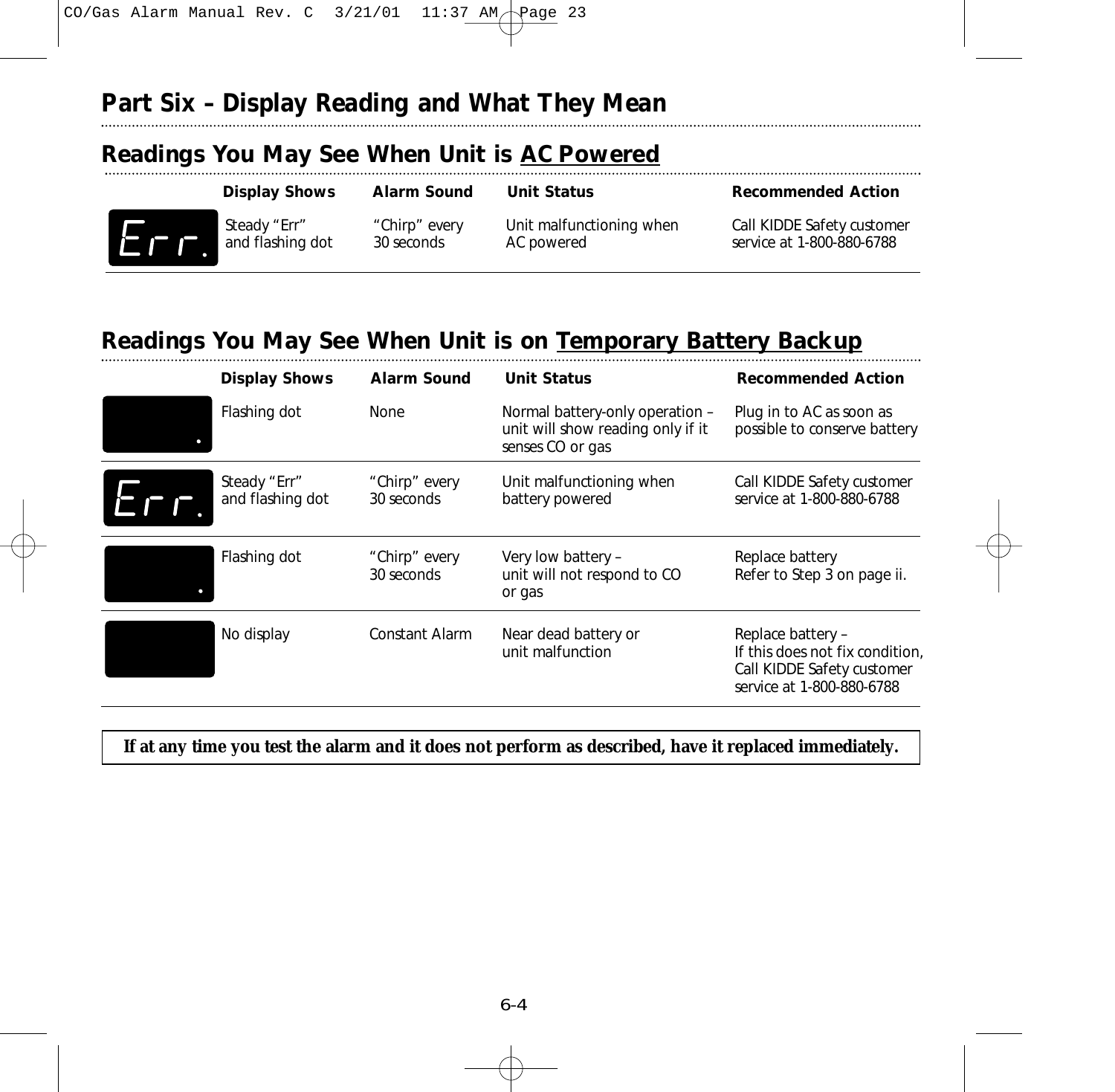# Part Six – Display Reading and What They Mean

## Readings You May See When Unit is AC Powered

| Display | Display Shows | Alarm Sound | Unit Status | Recommended Action |
| --- | --- | --- | --- | --- |
| Err. | Steady “Err” and flashing dot | “Chirp” every 30 seconds | Unit malfunctioning when AC powered | Call KIDDE Safety customer service at 1-800-880-6788 |

## Readings You May See When Unit is on Temporary Battery Backup

| Display | Display Shows | Alarm Sound | Unit Status | Recommended Action |
| --- | --- | --- | --- | --- |
| . | Flashing dot | None | Normal battery-only operation – unit will show reading only if it senses CO or gas | Plug in to AC as soon as possible to conserve battery |
| Err. | Steady “Err” and flashing dot | “Chirp” every 30 seconds | Unit malfunctioning when battery powered | Call KIDDE Safety customer service at 1-800-880-6788 |
| . | Flashing dot | “Chirp” every 30 seconds | Very low battery – unit will not respond to CO or gas | Replace battery Refer to Step 3 on page ii. |
| | No display | Constant Alarm | Near dead battery or unit malfunction | Replace battery – If this does not fix condition, Call KIDDE Safety customer service at 1-800-880-6788 |

**If at any time you test the alarm and it does not perform as described, have it replaced immediately.**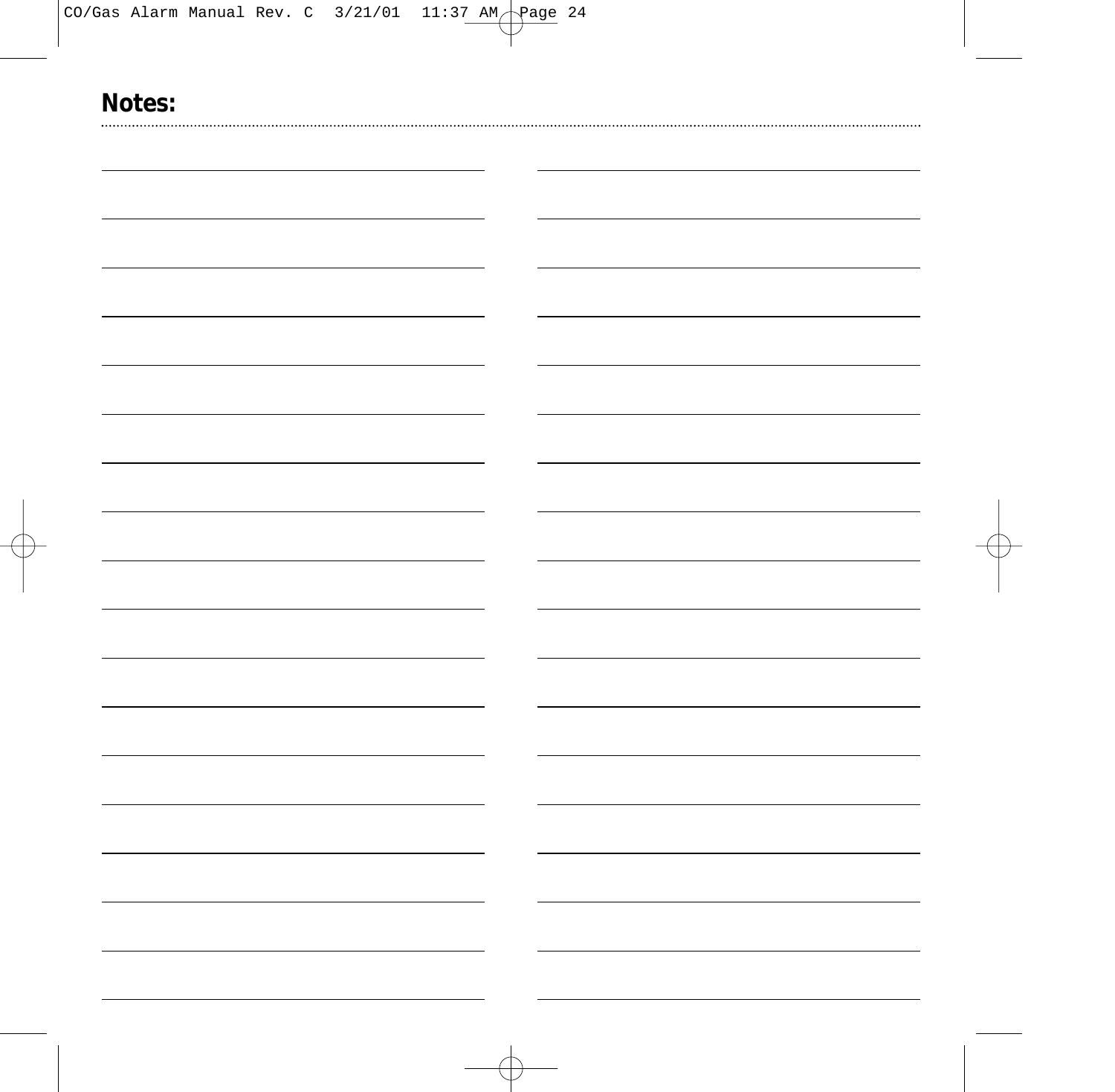## Notes: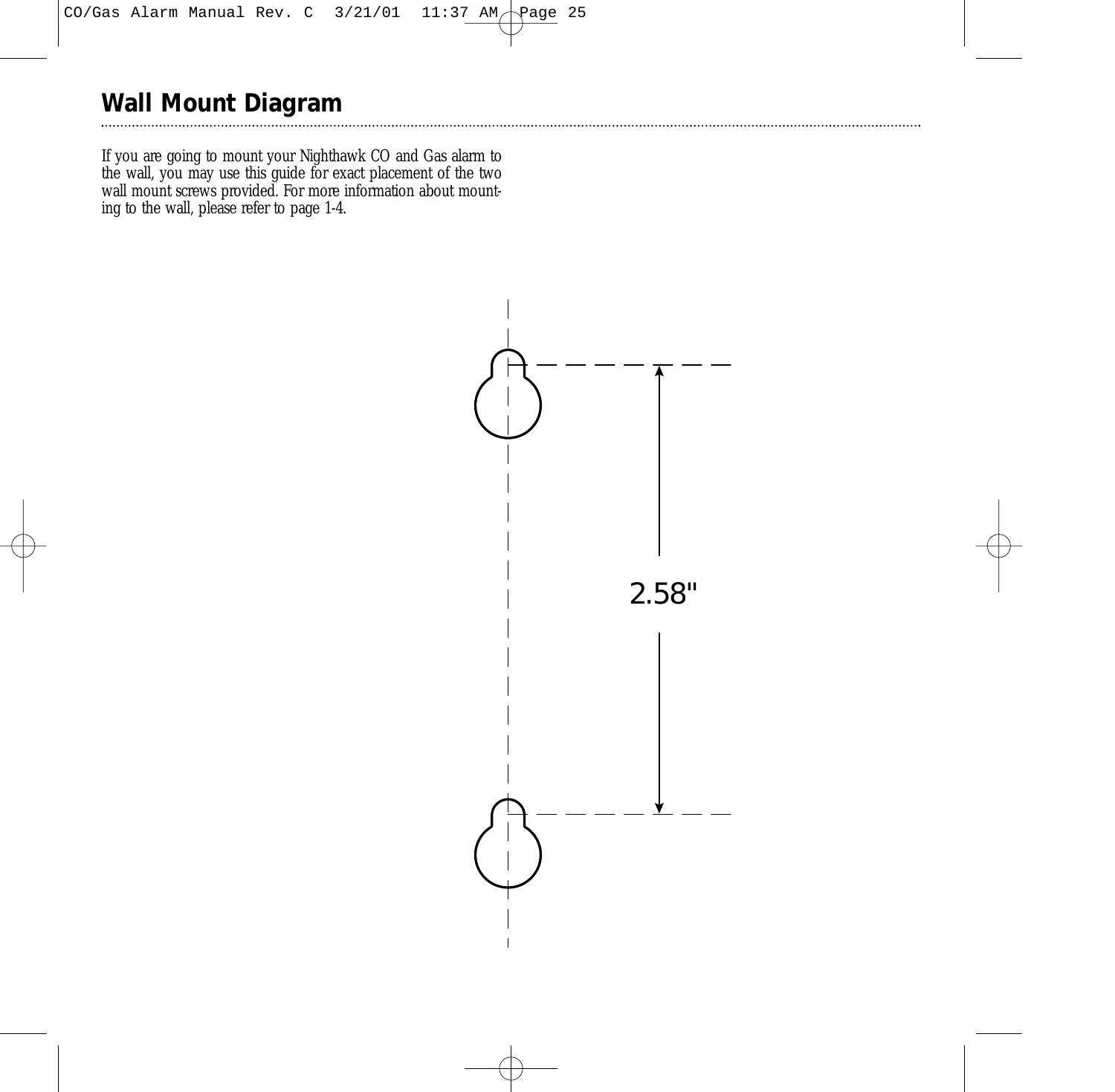## Wall Mount Diagram

If you are going to mount your Nighthawk CO and Gas alarm to the wall, you may use this guide for exact placement of the two wall mount screws provided. For more information about mounting to the wall, please refer to page 1-4.

2.58"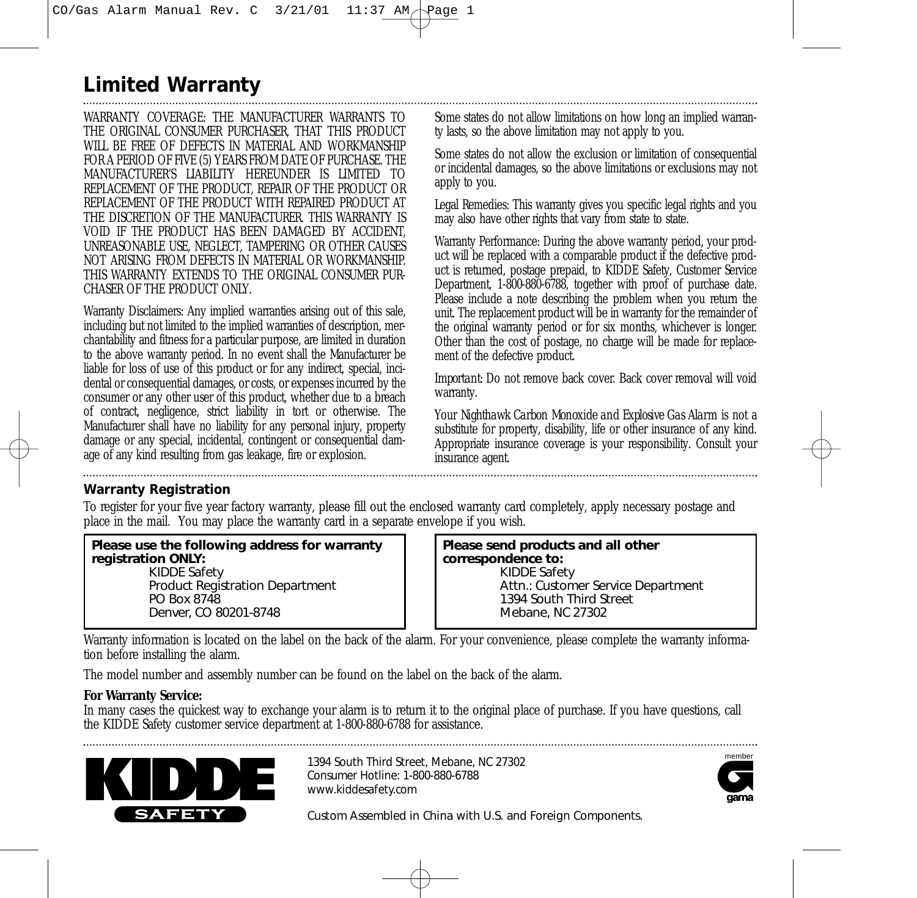# Limited Warranty

WARRANTY COVERAGE: THE MANUFACTURER WARRANTS TO THE ORIGINAL CONSUMER PURCHASER, THAT THIS PRODUCT WILL BE FREE OF DEFECTS IN MATERIAL AND WORKMANSHIP FOR A PERIOD OF FIVE (5) YEARS FROM DATE OF PURCHASE. THE MANUFACTURER'S LIABILITY HEREUNDER IS LIMITED TO REPLACEMENT OF THE PRODUCT, REPAIR OF THE PRODUCT OR REPLACEMENT OF THE PRODUCT WITH REPAIRED PRODUCT AT THE DISCRETION OF THE MANUFACTURER. THIS WARRANTY IS VOID IF THE PRODUCT HAS BEEN DAMAGED BY ACCIDENT, UNREASONABLE USE, NEGLECT, TAMPERING OR OTHER CAUSES NOT ARISING FROM DEFECTS IN MATERIAL OR WORKMANSHIP. THIS WARRANTY EXTENDS TO THE ORIGINAL CONSUMER PURCHASER OF THE PRODUCT ONLY.

Warranty Disclaimers: Any implied warranties arising out of this sale, including but not limited to the implied warranties of description, merchantability and fitness for a particular purpose, are limited in duration to the above warranty period. In no event shall the Manufacturer be liable for loss of use of this product or for any indirect, special, incidental or consequential damages, or costs, or expenses incurred by the consumer or any other user of this product, whether due to a breach of contract, negligence, strict liability in tort or otherwise. The Manufacturer shall have no liability for any personal injury, property damage or any special, incidental, contingent or consequential damage of any kind resulting from gas leakage, fire or explosion.

Some states do not allow limitations on how long an implied warranty lasts, so the above limitation may not apply to you.

Some states do not allow the exclusion or limitation of consequential or incidental damages, so the above limitations or exclusions may not apply to you.

Legal Remedies: This warranty gives you specific legal rights and you may also have other rights that vary from state to state.

Warranty Performance: During the above warranty period, your product will be replaced with a comparable product if the defective product is returned, postage prepaid, to KIDDE Safety, Customer Service Department, 1-800-880-6788, together with proof of purchase date. Please include a note describing the problem when you return the unit. The replacement product will be in warranty for the remainder of the original warranty period or for six months, whichever is longer. Other than the cost of postage, no charge will be made for replacement of the defective product.

*Important:* Do not remove back cover. Back cover removal will void warranty.

Your *Nighthawk Carbon Monoxide and Explosive Gas Alarm* is not a substitute for property, disability, life or other insurance of any kind. Appropriate insurance coverage is your responsibility. Consult your insurance agent.

### Warranty Registration

To register for your five year factory warranty, please fill out the enclosed warranty card completely, apply necessary postage and place in the mail. You may place the warranty card in a separate envelope if you wish.

**Please use the following address for warranty registration ONLY:**
KIDDE Safety
Product Registration Department
PO Box 8748
Denver, CO 80201-8748

**Please send products and all other correspondence to:**
KIDDE Safety
Attn.: Customer Service Department
1394 South Third Street
Mebane, NC 27302

Warranty information is located on the label on the back of the alarm. For your convenience, please complete the warranty information before installing the alarm.

The model number and assembly number can be found on the label on the back of the alarm.

**For Warranty Service:**
In many cases the quickest way to exchange your alarm is to return it to the original place of purchase. If you have questions, call the KIDDE Safety customer service department at 1-800-880-6788 for assistance.

KIDDE SAFETY

1394 South Third Street, Mebane, NC 27302
Consumer Hotline: 1-800-880-6788
www.kiddesafety.com

member gama

Custom Assembled in China with U.S. and Foreign Components.